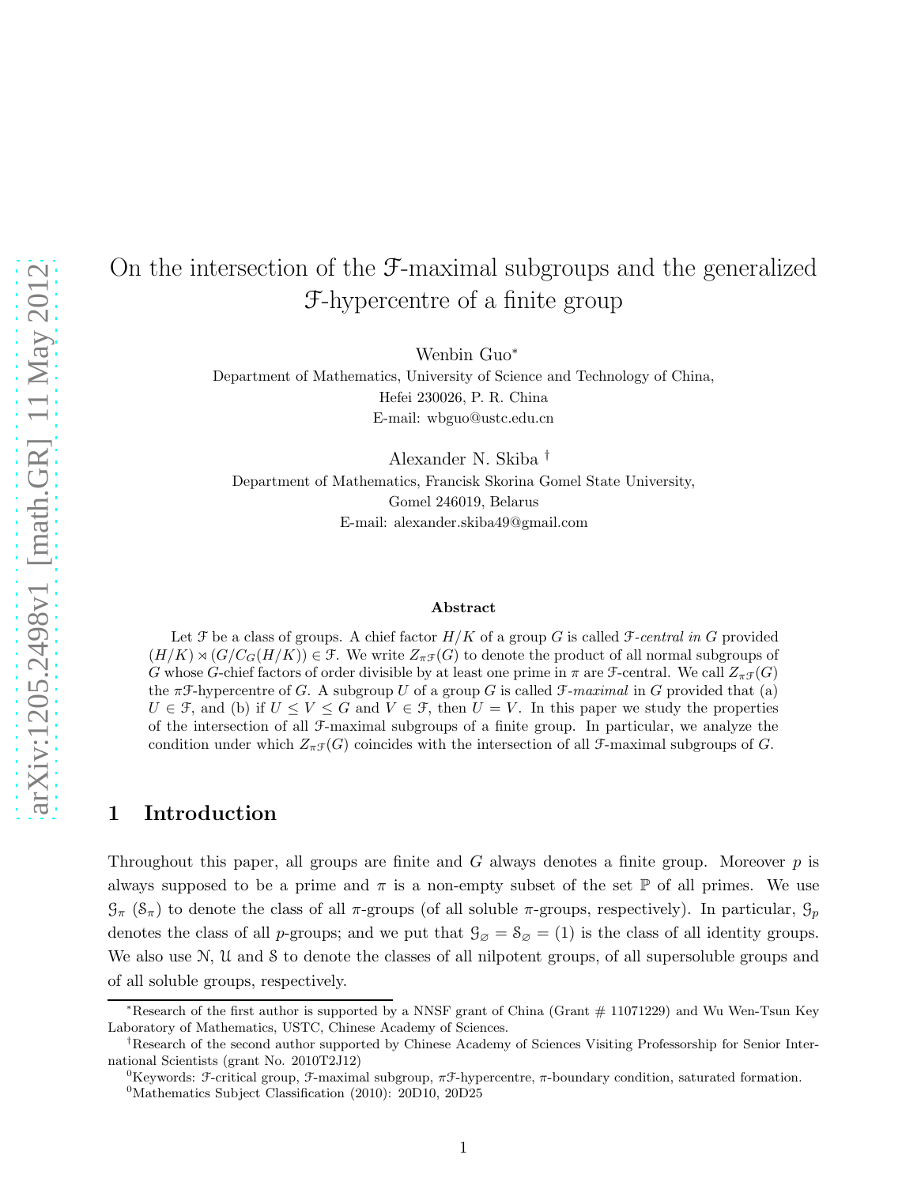# On the intersection of the $\mathfrak{F}$-maximal subgroups and the generalized $\mathfrak{F}$-hypercentre of a finite group

Wenbin Guo[*]

Department of Mathematics, University of Science and Technology of China,
Hefei 230026, P. R. China
E-mail: wbguo@ustc.edu.cn

Alexander N. Skiba[†]

Department of Mathematics, Francisk Skorina Gomel State University,
Gomel 246019, Belarus
E-mail: alexander.skiba49@gmail.com

### Abstract

Let $\mathfrak{F}$ be a class of groups. A chief factor $H/K$ of a group $G$ is called *$\mathfrak{F}$-central in $G$* provided $(H/K) \rtimes (G/C_G(H/K)) \in \mathfrak{F}$. We write $Z_{\pi\mathfrak{F}}(G)$ to denote the product of all normal subgroups of $G$ whose $G$-chief factors of order divisible by at least one prime in $\pi$ are $\mathfrak{F}$-central. We call $Z_{\pi\mathfrak{F}}(G)$ the $\pi\mathfrak{F}$-hypercentre of $G$. A subgroup $U$ of a group $G$ is called *$\mathfrak{F}$-maximal* in $G$ provided that (a) $U \in \mathfrak{F}$, and (b) if $U \leq V \leq G$ and $V \in \mathfrak{F}$, then $U = V$. In this paper we study the properties of the intersection of all $\mathfrak{F}$-maximal subgroups of a finite group. In particular, we analyze the condition under which $Z_{\pi\mathfrak{F}}(G)$ coincides with the intersection of all $\mathfrak{F}$-maximal subgroups of $G$.

## 1 Introduction

Throughout this paper, all groups are finite and $G$ always denotes a finite group. Moreover $p$ is always supposed to be a prime and $\pi$ is a non-empty subset of the set $\mathbb{P}$ of all primes. We use $\mathfrak{G}_\pi$ ($\mathfrak{S}_\pi$) to denote the class of all $\pi$-groups (of all soluble $\pi$-groups, respectively). In particular, $\mathfrak{G}_p$ denotes the class of all $p$-groups; and we put that $\mathfrak{G}_\varnothing = \mathfrak{S}_\varnothing = (1)$ is the class of all identity groups. We also use $\mathfrak{N}$, $\mathfrak{U}$ and $\mathfrak{S}$ to denote the classes of all nilpotent groups, of all supersoluble groups and of all soluble groups, respectively.

---

[*]Research of the first author is supported by a NNSF grant of China (Grant # 11071229) and Wu Wen-Tsun Key Laboratory of Mathematics, USTC, Chinese Academy of Sciences.

[†]Research of the second author supported by Chinese Academy of Sciences Visiting Professorship for Senior International Scientists (grant No. 2010T2J12)

[0]Keywords: $\mathfrak{F}$-critical group, $\mathfrak{F}$-maximal subgroup, $\pi\mathfrak{F}$-hypercentre, $\pi$-boundary condition, saturated formation.

[0]Mathematics Subject Classification (2010): 20D10, 20D25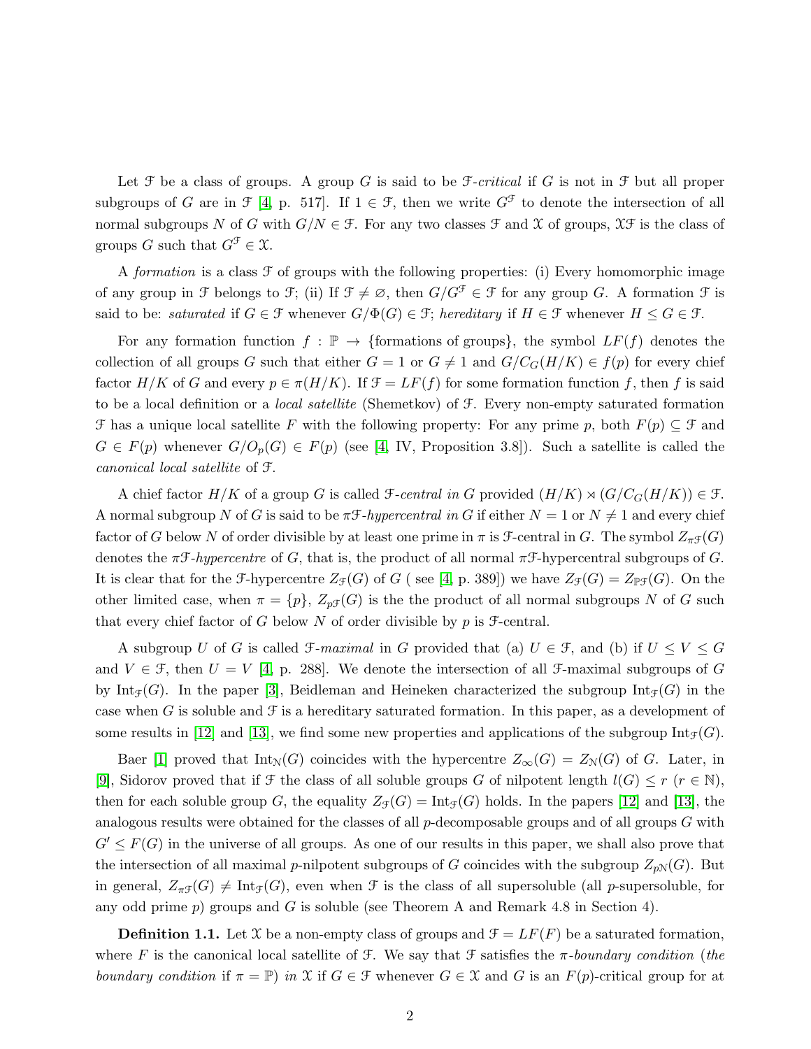Let $\mathfrak{F}$ be a class of groups. A group $G$ is said to be $\mathfrak{F}$-*critical* if $G$ is not in $\mathfrak{F}$ but all proper subgroups of $G$ are in $\mathfrak{F}$ [4, p. 517]. If $1 \in \mathfrak{F}$, then we write $G^{\mathfrak{F}}$ to denote the intersection of all normal subgroups $N$ of $G$ with $G/N \in \mathfrak{F}$. For any two classes $\mathfrak{F}$ and $\mathfrak{X}$ of groups, $\mathfrak{X}\mathfrak{F}$ is the class of groups $G$ such that $G^{\mathfrak{F}} \in \mathfrak{X}$.

A *formation* is a class $\mathfrak{F}$ of groups with the following properties: (i) Every homomorphic image of any group in $\mathfrak{F}$ belongs to $\mathfrak{F}$; (ii) If $\mathfrak{F} \neq \varnothing$, then $G/G^{\mathfrak{F}} \in \mathfrak{F}$ for any group $G$. A formation $\mathfrak{F}$ is said to be: *saturated* if $G \in \mathfrak{F}$ whenever $G/\Phi(G) \in \mathfrak{F}$; *hereditary* if $H \in \mathfrak{F}$ whenever $H \leq G \in \mathfrak{F}$.

For any formation function $f : \mathbb{P} \rightarrow \{\text{formations of groups}\}$, the symbol $LF(f)$ denotes the collection of all groups $G$ such that either $G = 1$ or $G \neq 1$ and $G/C_G(H/K) \in f(p)$ for every chief factor $H/K$ of $G$ and every $p \in \pi(H/K)$. If $\mathfrak{F} = LF(f)$ for some formation function $f$, then $f$ is said to be a local definition or a *local satellite* (Shemetkov) of $\mathfrak{F}$. Every non-empty saturated formation $\mathfrak{F}$ has a unique local satellite $F$ with the following property: For any prime $p$, both $F(p) \subseteq \mathfrak{F}$ and $G \in F(p)$ whenever $G/O_p(G) \in F(p)$ (see [4, IV, Proposition 3.8]). Such a satellite is called the *canonical local satellite* of $\mathfrak{F}$.

A chief factor $H/K$ of a group $G$ is called $\mathfrak{F}$-*central in* $G$ provided $(H/K) \rtimes (G/C_G(H/K)) \in \mathfrak{F}$. A normal subgroup $N$ of $G$ is said to be $\pi\mathfrak{F}$-*hypercentral in* $G$ if either $N = 1$ or $N \neq 1$ and every chief factor of $G$ below $N$ of order divisible by at least one prime in $\pi$ is $\mathfrak{F}$-central in $G$. The symbol $Z_{\pi\mathfrak{F}}(G)$ denotes the $\pi\mathfrak{F}$-*hypercentre* of $G$, that is, the product of all normal $\pi\mathfrak{F}$-hypercentral subgroups of $G$. It is clear that for the $\mathfrak{F}$-hypercentre $Z_{\mathfrak{F}}(G)$ of $G$ ( see [4, p. 389]) we have $Z_{\mathfrak{F}}(G) = Z_{\mathbb{P}\mathfrak{F}}(G)$. On the other limited case, when $\pi = \{p\}$, $Z_{p\mathfrak{F}}(G)$ is the the product of all normal subgroups $N$ of $G$ such that every chief factor of $G$ below $N$ of order divisible by $p$ is $\mathfrak{F}$-central.

A subgroup $U$ of $G$ is called $\mathfrak{F}$-*maximal* in $G$ provided that (a) $U \in \mathfrak{F}$, and (b) if $U \leq V \leq G$ and $V \in \mathfrak{F}$, then $U = V$ [4, p. 288]. We denote the intersection of all $\mathfrak{F}$-maximal subgroups of $G$ by $\mathrm{Int}_{\mathfrak{F}}(G)$. In the paper [3], Beidleman and Heineken characterized the subgroup $\mathrm{Int}_{\mathfrak{F}}(G)$ in the case when $G$ is soluble and $\mathfrak{F}$ is a hereditary saturated formation. In this paper, as a development of some results in [12] and [13], we find some new properties and applications of the subgroup $\mathrm{Int}_{\mathfrak{F}}(G)$.

Baer [1] proved that $\mathrm{Int}_{\mathfrak{N}}(G)$ coincides with the hypercentre $Z_{\infty}(G) = Z_{\mathfrak{N}}(G)$ of $G$. Later, in [9], Sidorov proved that if $\mathfrak{F}$ the class of all soluble groups $G$ of nilpotent length $l(G) \leq r$ ($r \in \mathbb{N}$), then for each soluble group $G$, the equality $Z_{\mathfrak{F}}(G) = \mathrm{Int}_{\mathfrak{F}}(G)$ holds. In the papers [12] and [13], the analogous results were obtained for the classes of all $p$-decomposable groups and of all groups $G$ with $G' \leq F(G)$ in the universe of all groups. As one of our results in this paper, we shall also prove that the intersection of all maximal $p$-nilpotent subgroups of $G$ coincides with the subgroup $Z_{p\mathfrak{N}}(G)$. But in general, $Z_{\pi\mathfrak{F}}(G) \neq \mathrm{Int}_{\mathfrak{F}}(G)$, even when $\mathfrak{F}$ is the class of all supersoluble (all $p$-supersoluble, for any odd prime $p$) groups and $G$ is soluble (see Theorem A and Remark 4.8 in Section 4).

**Definition 1.1.** Let $\mathfrak{X}$ be a non-empty class of groups and $\mathfrak{F} = LF(F)$ be a saturated formation, where $F$ is the canonical local satellite of $\mathfrak{F}$. We say that $\mathfrak{F}$ satisfies the $\pi$-*boundary condition* (*the boundary condition* if $\pi = \mathbb{P}$) *in* $\mathfrak{X}$ if $G \in \mathfrak{F}$ whenever $G \in \mathfrak{X}$ and $G$ is an $F(p)$-critical group for at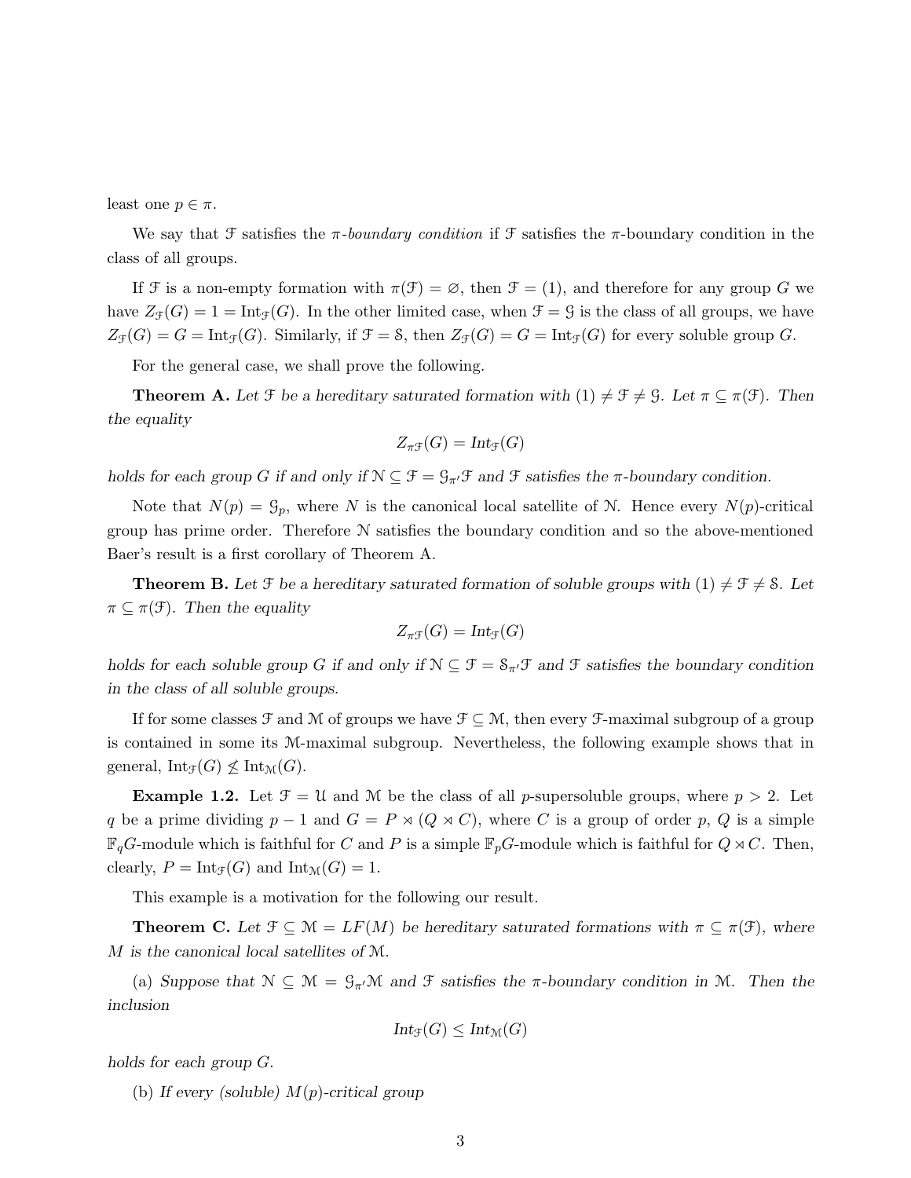least one $p \in \pi$.

We say that $\mathfrak{F}$ satisfies the *$\pi$-boundary condition* if $\mathfrak{F}$ satisfies the $\pi$-boundary condition in the class of all groups.

If $\mathfrak{F}$ is a non-empty formation with $\pi(\mathfrak{F}) = \varnothing$, then $\mathfrak{F} = (1)$, and therefore for any group $G$ we have $Z_{\mathfrak{F}}(G) = 1 = \text{Int}_{\mathfrak{F}}(G)$. In the other limited case, when $\mathfrak{F} = \mathfrak{G}$ is the class of all groups, we have $Z_{\mathfrak{F}}(G) = G = \text{Int}_{\mathfrak{F}}(G)$. Similarly, if $\mathfrak{F} = \mathfrak{S}$, then $Z_{\mathfrak{F}}(G) = G = \text{Int}_{\mathfrak{F}}(G)$ for every soluble group $G$.

For the general case, we shall prove the following.

**Theorem A.** *Let $\mathfrak{F}$ be a hereditary saturated formation with $(1) \neq \mathfrak{F} \neq \mathfrak{G}$. Let $\pi \subseteq \pi(\mathfrak{F})$. Then the equality*

$$Z_{\pi\mathfrak{F}}(G) = \text{Int}_{\mathfrak{F}}(G)$$

*holds for each group $G$ if and only if $\mathfrak{N} \subseteq \mathfrak{F} = \mathfrak{G}_{\pi'}\mathfrak{F}$ and $\mathfrak{F}$ satisfies the $\pi$-boundary condition.*

Note that $N(p) = \mathfrak{G}_p$, where $N$ is the canonical local satellite of $\mathfrak{N}$. Hence every $N(p)$-critical group has prime order. Therefore $\mathfrak{N}$ satisfies the boundary condition and so the above-mentioned Baer's result is a first corollary of Theorem A.

**Theorem B.** *Let $\mathfrak{F}$ be a hereditary saturated formation of soluble groups with $(1) \neq \mathfrak{F} \neq \mathfrak{S}$. Let $\pi \subseteq \pi(\mathfrak{F})$. Then the equality*

$$Z_{\pi\mathfrak{F}}(G) = \text{Int}_{\mathfrak{F}}(G)$$

*holds for each soluble group $G$ if and only if $\mathfrak{N} \subseteq \mathfrak{F} = \mathfrak{S}_{\pi'}\mathfrak{F}$ and $\mathfrak{F}$ satisfies the boundary condition in the class of all soluble groups.*

If for some classes $\mathfrak{F}$ and $\mathfrak{M}$ of groups we have $\mathfrak{F} \subseteq \mathfrak{M}$, then every $\mathfrak{F}$-maximal subgroup of a group is contained in some its $\mathfrak{M}$-maximal subgroup. Nevertheless, the following example shows that in general, $\text{Int}_{\mathfrak{F}}(G) \not\leq \text{Int}_{\mathfrak{M}}(G)$.

**Example 1.2.** Let $\mathfrak{F} = \mathfrak{U}$ and $\mathfrak{M}$ be the class of all $p$-supersoluble groups, where $p > 2$. Let $q$ be a prime dividing $p - 1$ and $G = P \rtimes (Q \rtimes C)$, where $C$ is a group of order $p$, $Q$ is a simple $\mathbb{F}_qG$-module which is faithful for $C$ and $P$ is a simple $\mathbb{F}_pG$-module which is faithful for $Q \rtimes C$. Then, clearly, $P = \text{Int}_{\mathfrak{F}}(G)$ and $\text{Int}_{\mathfrak{M}}(G) = 1$.

This example is a motivation for the following our result.

**Theorem C.** *Let $\mathfrak{F} \subseteq \mathfrak{M} = LF(M)$ be hereditary saturated formations with $\pi \subseteq \pi(\mathfrak{F})$, where $M$ is the canonical local satellites of $\mathfrak{M}$.*

(a) *Suppose that $\mathfrak{N} \subseteq \mathfrak{M} = \mathfrak{G}_{\pi'}\mathfrak{M}$ and $\mathfrak{F}$ satisfies the $\pi$-boundary condition in $\mathfrak{M}$. Then the inclusion*

$$\text{Int}_{\mathfrak{F}}(G) \leq \text{Int}_{\mathfrak{M}}(G)$$

*holds for each group $G$.*

(b) *If every (soluble) $M(p)$-critical group*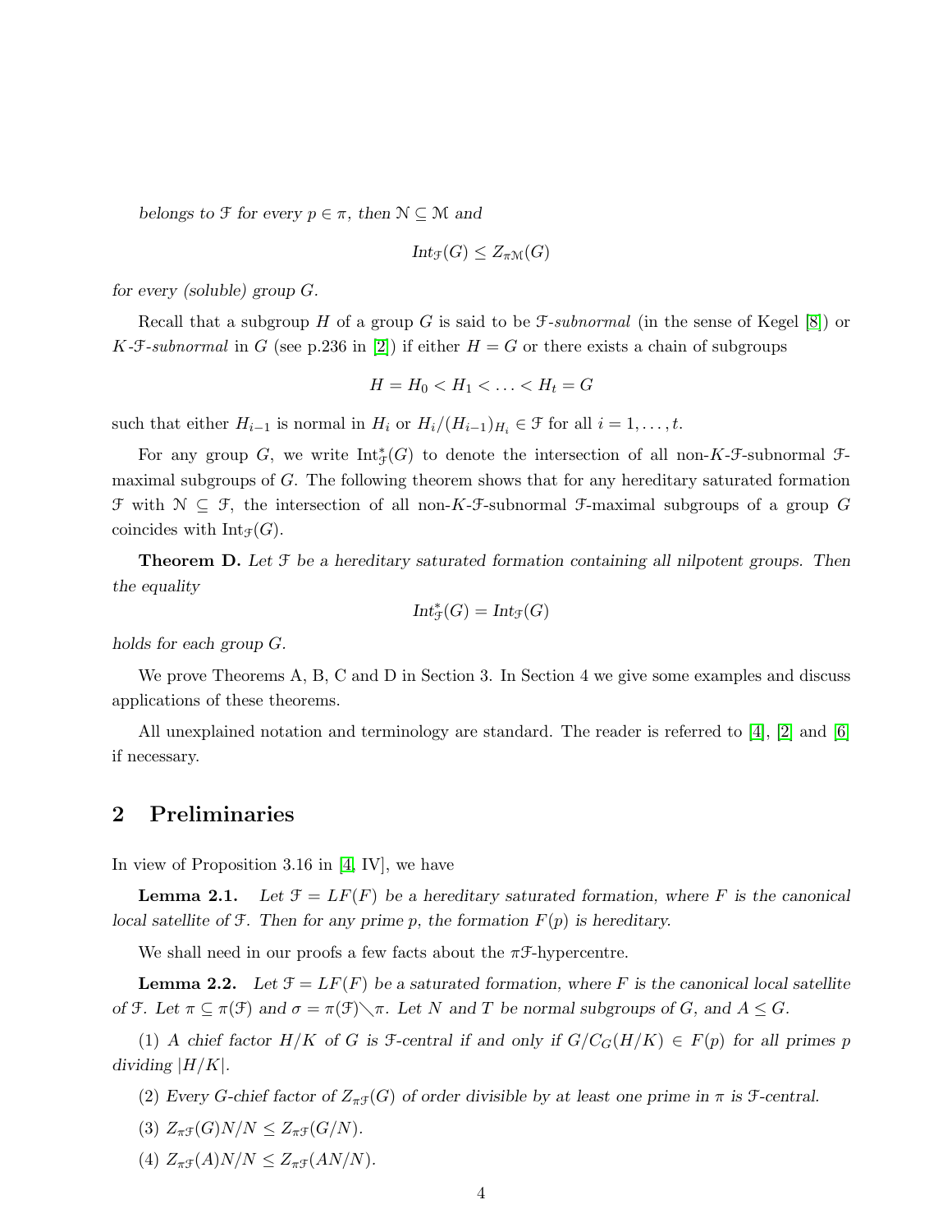*belongs to* $\mathfrak{F}$ *for every* $p \in \pi$*, then* $\mathfrak{N} \subseteq \mathfrak{M}$ *and*

$$Int_{\mathfrak{F}}(G) \leq Z_{\pi\mathfrak{M}}(G)$$

*for every (soluble) group* $G$*.*

Recall that a subgroup $H$ of a group $G$ is said to be $\mathfrak{F}$*-subnormal* (in the sense of Kegel [8]) or $K$-$\mathfrak{F}$*-subnormal* in $G$ (see p.236 in [2]) if either $H = G$ or there exists a chain of subgroups

$$H = H_0 < H_1 < \ldots < H_t = G$$

such that either $H_{i-1}$ is normal in $H_i$ or $H_i/(H_{i-1})_{H_i} \in \mathfrak{F}$ for all $i = 1, \ldots, t$.

For any group $G$, we write $\text{Int}^*_{\mathfrak{F}}(G)$ to denote the intersection of all non-$K$-$\mathfrak{F}$-subnormal $\mathfrak{F}$-maximal subgroups of $G$. The following theorem shows that for any hereditary saturated formation $\mathfrak{F}$ with $\mathfrak{N} \subseteq \mathfrak{F}$, the intersection of all non-$K$-$\mathfrak{F}$-subnormal $\mathfrak{F}$-maximal subgroups of a group $G$ coincides with $\text{Int}_{\mathfrak{F}}(G)$.

**Theorem D.** *Let* $\mathfrak{F}$ *be a hereditary saturated formation containing all nilpotent groups. Then the equality*

$$Int^*_{\mathfrak{F}}(G) = Int_{\mathfrak{F}}(G)$$

*holds for each group* $G$*.*

We prove Theorems A, B, C and D in Section 3. In Section 4 we give some examples and discuss applications of these theorems.

All unexplained notation and terminology are standard. The reader is referred to [4], [2] and [6] if necessary.

## 2 Preliminaries

In view of Proposition 3.16 in [4, IV], we have

**Lemma 2.1.** *Let* $\mathfrak{F} = LF(F)$ *be a hereditary saturated formation, where* $F$ *is the canonical local satellite of* $\mathfrak{F}$*. Then for any prime* $p$*, the formation* $F(p)$ *is hereditary.*

We shall need in our proofs a few facts about the $\pi\mathfrak{F}$-hypercentre.

**Lemma 2.2.** *Let* $\mathfrak{F} = LF(F)$ *be a saturated formation, where* $F$ *is the canonical local satellite of* $\mathfrak{F}$*. Let* $\pi \subseteq \pi(\mathfrak{F})$ *and* $\sigma = \pi(\mathfrak{F}) \setminus \pi$*. Let* $N$ *and* $T$ *be normal subgroups of* $G$*, and* $A \leq G$*.*

(1) *A chief factor* $H/K$ *of* $G$ *is* $\mathfrak{F}$*-central if and only if* $G/C_G(H/K) \in F(p)$ *for all primes* $p$ *dividing* $|H/K|$*.*

(2) *Every* $G$*-chief factor of* $Z_{\pi\mathfrak{F}}(G)$ *of order divisible by at least one prime in* $\pi$ *is* $\mathfrak{F}$*-central.*

(3) $Z_{\pi\mathfrak{F}}(G)N/N \leq Z_{\pi\mathfrak{F}}(G/N)$*.*

(4) $Z_{\pi\mathfrak{F}}(A)N/N \leq Z_{\pi\mathfrak{F}}(AN/N)$*.*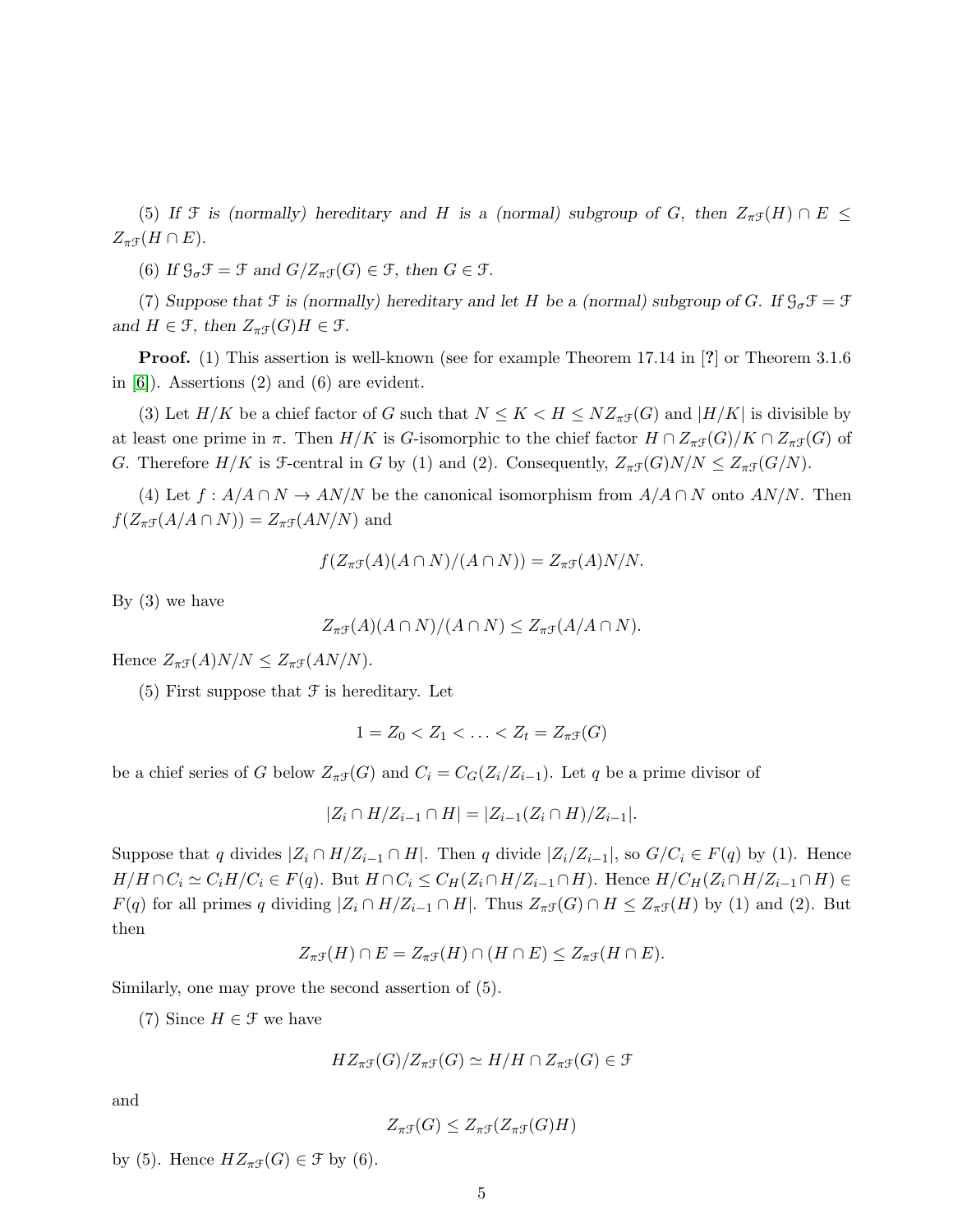(5) *If $\mathfrak{F}$ is (normally) hereditary and $H$ is a (normal) subgroup of $G$, then $Z_{\pi\mathfrak{F}}(H) \cap E \leq Z_{\pi\mathfrak{F}}(H \cap E)$.*

(6) *If $\mathfrak{G}_\sigma\mathfrak{F} = \mathfrak{F}$ and $G/Z_{\pi\mathfrak{F}}(G) \in \mathfrak{F}$, then $G \in \mathfrak{F}$.*

(7) *Suppose that $\mathfrak{F}$ is (normally) hereditary and let $H$ be a (normal) subgroup of $G$. If $\mathfrak{G}_\sigma\mathfrak{F} = \mathfrak{F}$ and $H \in \mathfrak{F}$, then $Z_{\pi\mathfrak{F}}(G)H \in \mathfrak{F}$.*

**Proof.** (1) This assertion is well-known (see for example Theorem 17.14 in [?] or Theorem 3.1.6 in [6]). Assertions (2) and (6) are evident.

(3) Let $H/K$ be a chief factor of $G$ such that $N \leq K < H \leq NZ_{\pi\mathfrak{F}}(G)$ and $|H/K|$ is divisible by at least one prime in $\pi$. Then $H/K$ is $G$-isomorphic to the chief factor $H \cap Z_{\pi\mathfrak{F}}(G)/K \cap Z_{\pi\mathfrak{F}}(G)$ of $G$. Therefore $H/K$ is $\mathfrak{F}$-central in $G$ by (1) and (2). Consequently, $Z_{\pi\mathfrak{F}}(G)N/N \leq Z_{\pi\mathfrak{F}}(G/N)$.

(4) Let $f : A/A \cap N \to AN/N$ be the canonical isomorphism from $A/A \cap N$ onto $AN/N$. Then $f(Z_{\pi\mathfrak{F}}(A/A \cap N)) = Z_{\pi\mathfrak{F}}(AN/N)$ and

$$f(Z_{\pi\mathfrak{F}}(A)(A \cap N)/(A \cap N)) = Z_{\pi\mathfrak{F}}(A)N/N.$$

By (3) we have

$$Z_{\pi\mathfrak{F}}(A)(A \cap N)/(A \cap N) \leq Z_{\pi\mathfrak{F}}(A/A \cap N).$$

Hence $Z_{\pi\mathfrak{F}}(A)N/N \leq Z_{\pi\mathfrak{F}}(AN/N)$.

(5) First suppose that $\mathfrak{F}$ is hereditary. Let

$$1 = Z_0 < Z_1 < \ldots < Z_t = Z_{\pi\mathfrak{F}}(G)$$

be a chief series of $G$ below $Z_{\pi\mathfrak{F}}(G)$ and $C_i = C_G(Z_i/Z_{i-1})$. Let $q$ be a prime divisor of

$$|Z_i \cap H/Z_{i-1} \cap H| = |Z_{i-1}(Z_i \cap H)/Z_{i-1}|.$$

Suppose that $q$ divides $|Z_i \cap H/Z_{i-1} \cap H|$. Then $q$ divide $|Z_i/Z_{i-1}|$, so $G/C_i \in F(q)$ by (1). Hence $H/H \cap C_i \simeq C_iH/C_i \in F(q)$. But $H \cap C_i \leq C_H(Z_i \cap H/Z_{i-1} \cap H)$. Hence $H/C_H(Z_i \cap H/Z_{i-1} \cap H) \in F(q)$ for all primes $q$ dividing $|Z_i \cap H/Z_{i-1} \cap H|$. Thus $Z_{\pi\mathfrak{F}}(G) \cap H \leq Z_{\pi\mathfrak{F}}(H)$ by (1) and (2). But then

$$Z_{\pi\mathfrak{F}}(H) \cap E = Z_{\pi\mathfrak{F}}(H) \cap (H \cap E) \leq Z_{\pi\mathfrak{F}}(H \cap E).$$

Similarly, one may prove the second assertion of (5).

(7) Since $H \in \mathfrak{F}$ we have

$$HZ_{\pi\mathfrak{F}}(G)/Z_{\pi\mathfrak{F}}(G) \simeq H/H \cap Z_{\pi\mathfrak{F}}(G) \in \mathfrak{F}$$

and

$$Z_{\pi\mathfrak{F}}(G) \leq Z_{\pi\mathfrak{F}}(Z_{\pi\mathfrak{F}}(G)H)$$

by (5). Hence $HZ_{\pi\mathfrak{F}}(G) \in \mathfrak{F}$ by (6).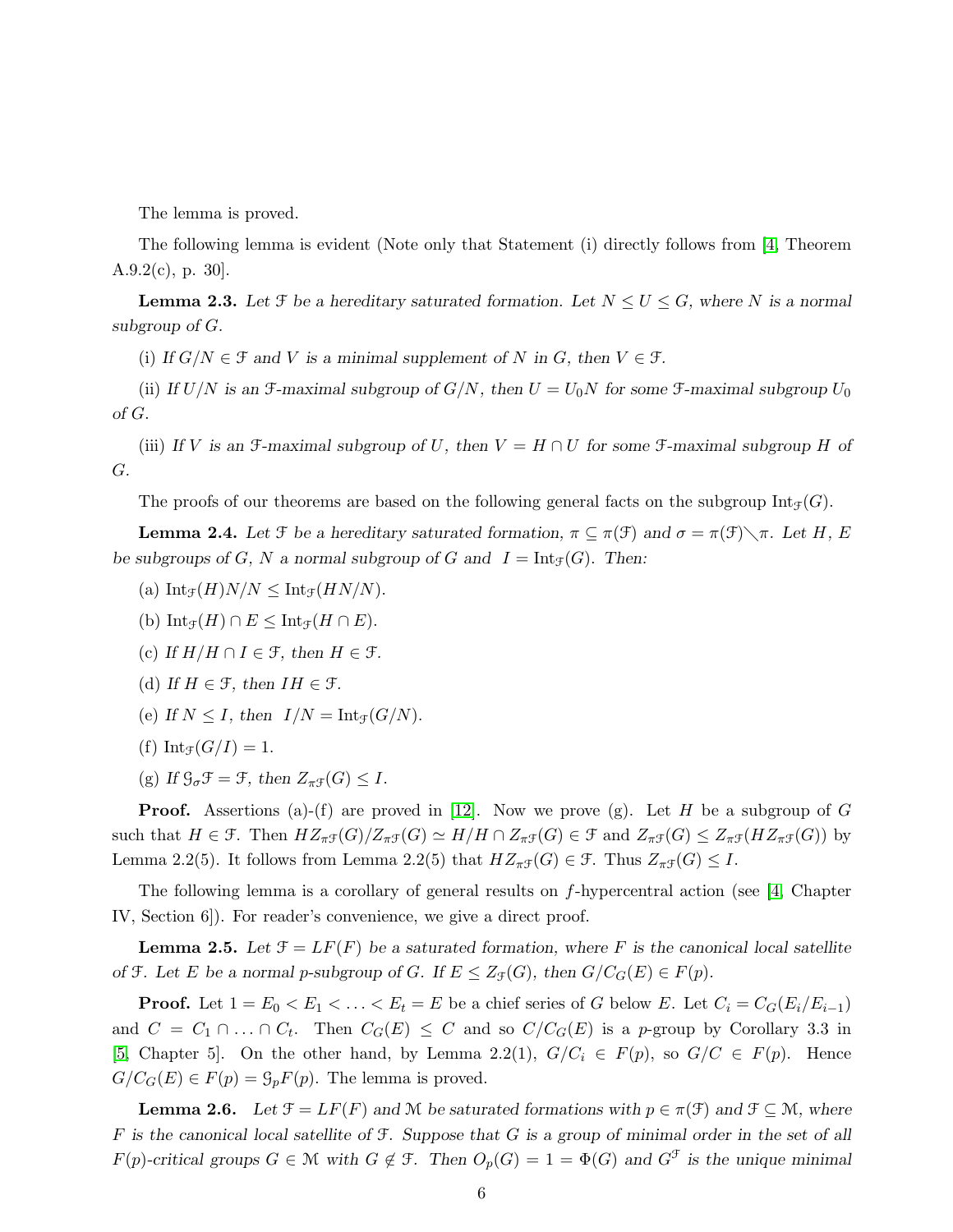The lemma is proved.

The following lemma is evident (Note only that Statement (i) directly follows from [4, Theorem A.9.2(c), p. 30].

**Lemma 2.3.** *Let $\mathfrak{F}$ be a hereditary saturated formation. Let $N \leq U \leq G$, where $N$ is a normal subgroup of $G$.*

(i) *If $G/N \in \mathfrak{F}$ and $V$ is a minimal supplement of $N$ in $G$, then $V \in \mathfrak{F}$.*

(ii) *If $U/N$ is an $\mathfrak{F}$-maximal subgroup of $G/N$, then $U = U_0N$ for some $\mathfrak{F}$-maximal subgroup $U_0$ of $G$.*

(iii) *If $V$ is an $\mathfrak{F}$-maximal subgroup of $U$, then $V = H \cap U$ for some $\mathfrak{F}$-maximal subgroup $H$ of $G$.*

The proofs of our theorems are based on the following general facts on the subgroup $\text{Int}_{\mathfrak{F}}(G)$.

**Lemma 2.4.** *Let $\mathfrak{F}$ be a hereditary saturated formation, $\pi \subseteq \pi(\mathfrak{F})$ and $\sigma = \pi(\mathfrak{F}) \setminus \pi$. Let $H$, $E$ be subgroups of $G$, $N$ a normal subgroup of $G$ and $I = \text{Int}_{\mathfrak{F}}(G)$. Then:*

(a) $\text{Int}_{\mathfrak{F}}(H)N/N \leq \text{Int}_{\mathfrak{F}}(HN/N)$.

(b) $\text{Int}_{\mathfrak{F}}(H) \cap E \leq \text{Int}_{\mathfrak{F}}(H \cap E)$.

(c) *If $H/H \cap I \in \mathfrak{F}$, then $H \in \mathfrak{F}$.*

(d) *If $H \in \mathfrak{F}$, then $IH \in \mathfrak{F}$.*

(e) *If $N \leq I$, then $I/N = \text{Int}_{\mathfrak{F}}(G/N)$.*

(f) $\text{Int}_{\mathfrak{F}}(G/I) = 1$.

(g) *If $\mathfrak{G}_\sigma \mathfrak{F} = \mathfrak{F}$, then $Z_{\pi\mathfrak{F}}(G) \leq I$.*

**Proof.** Assertions (a)-(f) are proved in [12]. Now we prove (g). Let $H$ be a subgroup of $G$ such that $H \in \mathfrak{F}$. Then $HZ_{\pi\mathfrak{F}}(G)/Z_{\pi\mathfrak{F}}(G) \simeq H/H \cap Z_{\pi\mathfrak{F}}(G) \in \mathfrak{F}$ and $Z_{\pi\mathfrak{F}}(G) \leq Z_{\pi\mathfrak{F}}(HZ_{\pi\mathfrak{F}}(G))$ by Lemma 2.2(5). It follows from Lemma 2.2(5) that $HZ_{\pi\mathfrak{F}}(G) \in \mathfrak{F}$. Thus $Z_{\pi\mathfrak{F}}(G) \leq I$.

The following lemma is a corollary of general results on $f$-hypercentral action (see [4, Chapter IV, Section 6]). For reader's convenience, we give a direct proof.

**Lemma 2.5.** *Let $\mathfrak{F} = LF(F)$ be a saturated formation, where $F$ is the canonical local satellite of $\mathfrak{F}$. Let $E$ be a normal $p$-subgroup of $G$. If $E \leq Z_{\mathfrak{F}}(G)$, then $G/C_G(E) \in F(p)$.*

**Proof.** Let $1 = E_0 < E_1 < \ldots < E_t = E$ be a chief series of $G$ below $E$. Let $C_i = C_G(E_i/E_{i-1})$ and $C = C_1 \cap \ldots \cap C_t$. Then $C_G(E) \leq C$ and so $C/C_G(E)$ is a $p$-group by Corollary 3.3 in [5, Chapter 5]. On the other hand, by Lemma 2.2(1), $G/C_i \in F(p)$, so $G/C \in F(p)$. Hence $G/C_G(E) \in F(p) = \mathfrak{G}_pF(p)$. The lemma is proved.

**Lemma 2.6.** *Let $\mathfrak{F} = LF(F)$ and $\mathfrak{M}$ be saturated formations with $p \in \pi(\mathfrak{F})$ and $\mathfrak{F} \subseteq \mathfrak{M}$, where $F$ is the canonical local satellite of $\mathfrak{F}$. Suppose that $G$ is a group of minimal order in the set of all $F(p)$-critical groups $G \in \mathfrak{M}$ with $G \notin \mathfrak{F}$. Then $O_p(G) = 1 = \Phi(G)$ and $G^{\mathfrak{F}}$ is the unique minimal*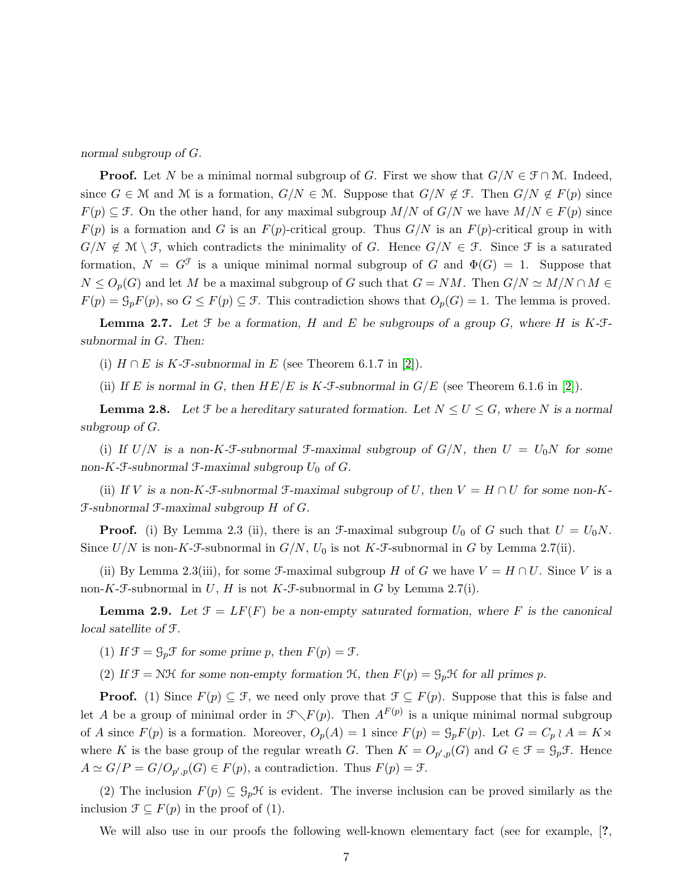*normal subgroup of G.*

**Proof.** Let $N$ be a minimal normal subgroup of $G$. First we show that $G/N \in \mathfrak{F} \cap \mathfrak{M}$. Indeed, since $G \in \mathfrak{M}$ and $\mathfrak{M}$ is a formation, $G/N \in \mathfrak{M}$. Suppose that $G/N \notin \mathfrak{F}$. Then $G/N \notin F(p)$ since $F(p) \subseteq \mathfrak{F}$. On the other hand, for any maximal subgroup $M/N$ of $G/N$ we have $M/N \in F(p)$ since $F(p)$ is a formation and $G$ is an $F(p)$-critical group. Thus $G/N$ is an $F(p)$-critical group in with $G/N \notin \mathfrak{M} \setminus \mathfrak{F}$, which contradicts the minimality of $G$. Hence $G/N \in \mathfrak{F}$. Since $\mathfrak{F}$ is a saturated formation, $N = G^{\mathfrak{F}}$ is a unique minimal normal subgroup of $G$ and $\Phi(G) = 1$. Suppose that $N \leq O_p(G)$ and let $M$ be a maximal subgroup of $G$ such that $G = NM$. Then $G/N \simeq M/N \cap M \in F(p) = \mathfrak{G}_pF(p)$, so $G \leq F(p) \subseteq \mathfrak{F}$. This contradiction shows that $O_p(G) = 1$. The lemma is proved.

**Lemma 2.7.** *Let $\mathfrak{F}$ be a formation, $H$ and $E$ be subgroups of a group $G$, where $H$ is $K$-$\mathfrak{F}$-subnormal in $G$. Then:*

(i) *$H \cap E$ is $K$-$\mathfrak{F}$-subnormal in $E$* (see Theorem 6.1.7 in [2]).

(ii) *If $E$ is normal in $G$, then $HE/E$ is $K$-$\mathfrak{F}$-subnormal in $G/E$* (see Theorem 6.1.6 in [2]).

**Lemma 2.8.** *Let $\mathfrak{F}$ be a hereditary saturated formation. Let $N \leq U \leq G$, where $N$ is a normal subgroup of $G$.*

(i) *If $U/N$ is a non-$K$-$\mathfrak{F}$-subnormal $\mathfrak{F}$-maximal subgroup of $G/N$, then $U = U_0N$ for some non-$K$-$\mathfrak{F}$-subnormal $\mathfrak{F}$-maximal subgroup $U_0$ of $G$.*

(ii) *If $V$ is a non-$K$-$\mathfrak{F}$-subnormal $\mathfrak{F}$-maximal subgroup of $U$, then $V = H \cap U$ for some non-$K$-$\mathfrak{F}$-subnormal $\mathfrak{F}$-maximal subgroup $H$ of $G$.*

**Proof.** (i) By Lemma 2.3 (ii), there is an $\mathfrak{F}$-maximal subgroup $U_0$ of $G$ such that $U = U_0N$. Since $U/N$ is non-$K$-$\mathfrak{F}$-subnormal in $G/N$, $U_0$ is not $K$-$\mathfrak{F}$-subnormal in $G$ by Lemma 2.7(ii).

(ii) By Lemma 2.3(iii), for some $\mathfrak{F}$-maximal subgroup $H$ of $G$ we have $V = H \cap U$. Since $V$ is a non-$K$-$\mathfrak{F}$-subnormal in $U$, $H$ is not $K$-$\mathfrak{F}$-subnormal in $G$ by Lemma 2.7(i).

**Lemma 2.9.** *Let $\mathfrak{F} = LF(F)$ be a non-empty saturated formation, where $F$ is the canonical local satellite of $\mathfrak{F}$.*

(1) *If $\mathfrak{F} = \mathfrak{G}_p\mathfrak{F}$ for some prime $p$, then $F(p) = \mathfrak{F}$.*

(2) *If $\mathfrak{F} = \mathfrak{N}\mathfrak{H}$ for some non-empty formation $\mathfrak{H}$, then $F(p) = \mathfrak{G}_p\mathfrak{H}$ for all primes $p$.*

**Proof.** (1) Since $F(p) \subseteq \mathfrak{F}$, we need only prove that $\mathfrak{F} \subseteq F(p)$. Suppose that this is false and let $A$ be a group of minimal order in $\mathfrak{F} \diagdown F(p)$. Then $A^{F(p)}$ is a unique minimal normal subgroup of $A$ since $F(p)$ is a formation. Moreover, $O_p(A) = 1$ since $F(p) = \mathfrak{G}_pF(p)$. Let $G = C_p \wr A = K \rtimes$ where $K$ is the base group of the regular wreath $G$. Then $K = O_{p',p}(G)$ and $G \in \mathfrak{F} = \mathfrak{G}_p\mathfrak{F}$. Hence $A \simeq G/P = G/O_{p',p}(G) \in F(p)$, a contradiction. Thus $F(p) = \mathfrak{F}$.

(2) The inclusion $F(p) \subseteq \mathfrak{G}_p\mathfrak{H}$ is evident. The inverse inclusion can be proved similarly as the inclusion $\mathfrak{F} \subseteq F(p)$ in the proof of (1).

We will also use in our proofs the following well-known elementary fact (see for example, [?,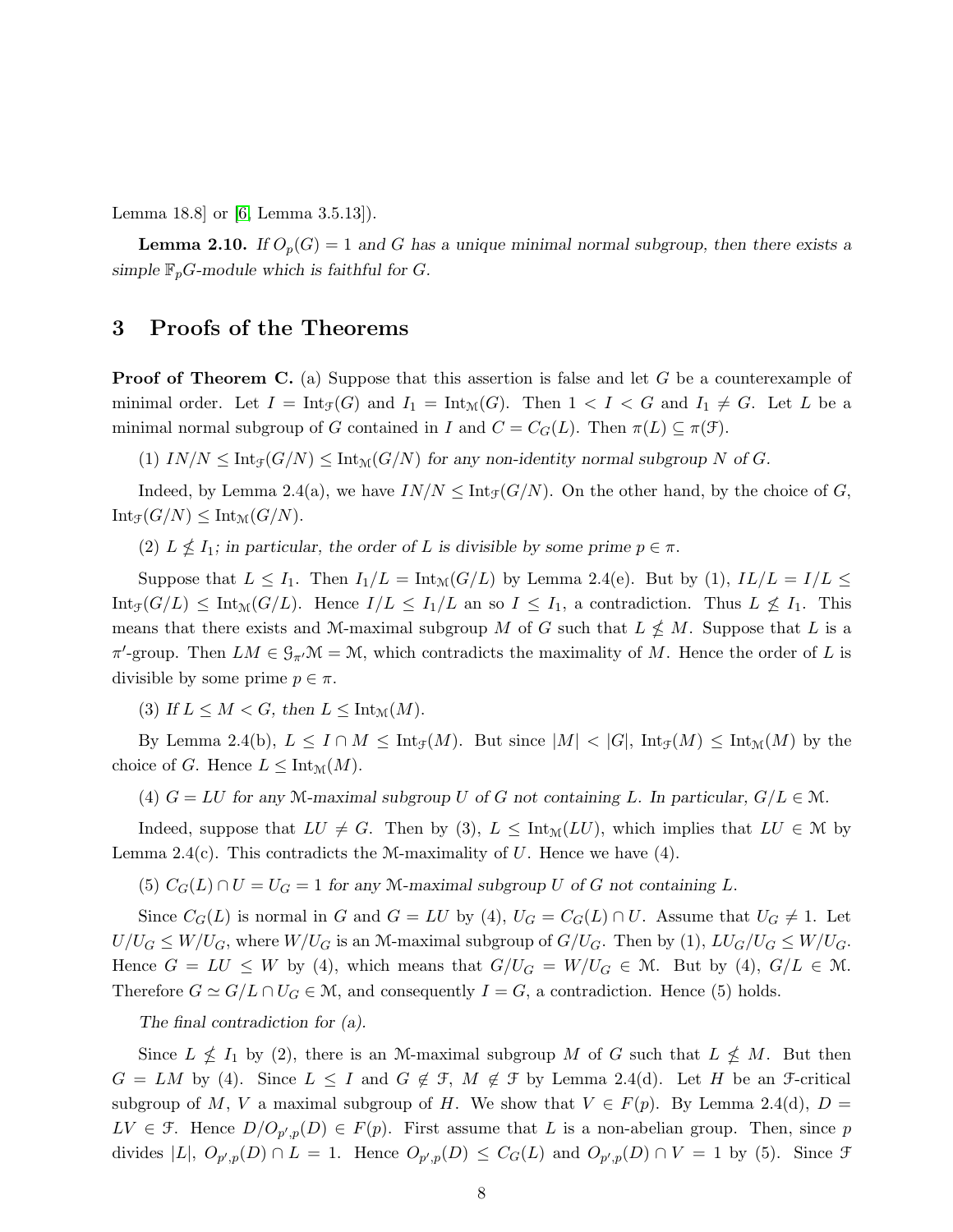Lemma 18.8] or [6, Lemma 3.5.13]).

**Lemma 2.10.** *If $O_p(G) = 1$ and $G$ has a unique minimal normal subgroup, then there exists a simple $\mathbb{F}_pG$-module which is faithful for $G$.*

## 3 Proofs of the Theorems

**Proof of Theorem C.** (a) Suppose that this assertion is false and let $G$ be a counterexample of minimal order. Let $I = \mathrm{Int}_{\mathfrak{F}}(G)$ and $I_1 = \mathrm{Int}_{\mathfrak{M}}(G)$. Then $1 < I < G$ and $I_1 \neq G$. Let $L$ be a minimal normal subgroup of $G$ contained in $I$ and $C = C_G(L)$. Then $\pi(L) \subseteq \pi(\mathfrak{F})$.

(1) *$IN/N \leq \mathrm{Int}_{\mathfrak{F}}(G/N) \leq \mathrm{Int}_{\mathfrak{M}}(G/N)$ for any non-identity normal subgroup $N$ of $G$.*

Indeed, by Lemma 2.4(a), we have $IN/N \leq \mathrm{Int}_{\mathfrak{F}}(G/N)$. On the other hand, by the choice of $G$, $\mathrm{Int}_{\mathfrak{F}}(G/N) \leq \mathrm{Int}_{\mathfrak{M}}(G/N)$.

(2) *$L \nleq I_1$; in particular, the order of $L$ is divisible by some prime $p \in \pi$.*

Suppose that $L \leq I_1$. Then $I_1/L = \mathrm{Int}_{\mathfrak{M}}(G/L)$ by Lemma 2.4(e). But by (1), $IL/L = I/L \leq \mathrm{Int}_{\mathfrak{F}}(G/L) \leq \mathrm{Int}_{\mathfrak{M}}(G/L)$. Hence $I/L \leq I_1/L$ an so $I \leq I_1$, a contradiction. Thus $L \nleq I_1$. This means that there exists and $\mathfrak{M}$-maximal subgroup $M$ of $G$ such that $L \nleq M$. Suppose that $L$ is a $\pi'$-group. Then $LM \in \mathfrak{G}_{\pi'}\mathfrak{M} = \mathfrak{M}$, which contradicts the maximality of $M$. Hence the order of $L$ is divisible by some prime $p \in \pi$.

(3) *If $L \leq M < G$, then $L \leq \mathrm{Int}_{\mathfrak{M}}(M)$.*

By Lemma 2.4(b), $L \leq I \cap M \leq \mathrm{Int}_{\mathfrak{F}}(M)$. But since $|M| < |G|$, $\mathrm{Int}_{\mathfrak{F}}(M) \leq \mathrm{Int}_{\mathfrak{M}}(M)$ by the choice of $G$. Hence $L \leq \mathrm{Int}_{\mathfrak{M}}(M)$.

(4) *$G = LU$ for any $\mathfrak{M}$-maximal subgroup $U$ of $G$ not containing $L$. In particular, $G/L \in \mathfrak{M}$.*

Indeed, suppose that $LU \neq G$. Then by (3), $L \leq \mathrm{Int}_{\mathfrak{M}}(LU)$, which implies that $LU \in \mathfrak{M}$ by Lemma 2.4(c). This contradicts the $\mathfrak{M}$-maximality of $U$. Hence we have (4).

(5) *$C_G(L) \cap U = U_G = 1$ for any $\mathfrak{M}$-maximal subgroup $U$ of $G$ not containing $L$.*

Since $C_G(L)$ is normal in $G$ and $G = LU$ by (4), $U_G = C_G(L) \cap U$. Assume that $U_G \neq 1$. Let $U/U_G \leq W/U_G$, where $W/U_G$ is an $\mathfrak{M}$-maximal subgroup of $G/U_G$. Then by (1), $LU_G/U_G \leq W/U_G$. Hence $G = LU \leq W$ by (4), which means that $G/U_G = W/U_G \in \mathfrak{M}$. But by (4), $G/L \in \mathfrak{M}$. Therefore $G \simeq G/L \cap U_G \in \mathfrak{M}$, and consequently $I = G$, a contradiction. Hence (5) holds.

*The final contradiction for (a).*

Since $L \nleq I_1$ by (2), there is an $\mathfrak{M}$-maximal subgroup $M$ of $G$ such that $L \nleq M$. But then $G = LM$ by (4). Since $L \leq I$ and $G \notin \mathfrak{F}$, $M \notin \mathfrak{F}$ by Lemma 2.4(d). Let $H$ be an $\mathfrak{F}$-critical subgroup of $M$, $V$ a maximal subgroup of $H$. We show that $V \in F(p)$. By Lemma 2.4(d), $D = LV \in \mathfrak{F}$. Hence $D/O_{p',p}(D) \in F(p)$. First assume that $L$ is a non-abelian group. Then, since $p$ divides $|L|$, $O_{p',p}(D) \cap L = 1$. Hence $O_{p',p}(D) \leq C_G(L)$ and $O_{p',p}(D) \cap V = 1$ by (5). Since $\mathfrak{F}$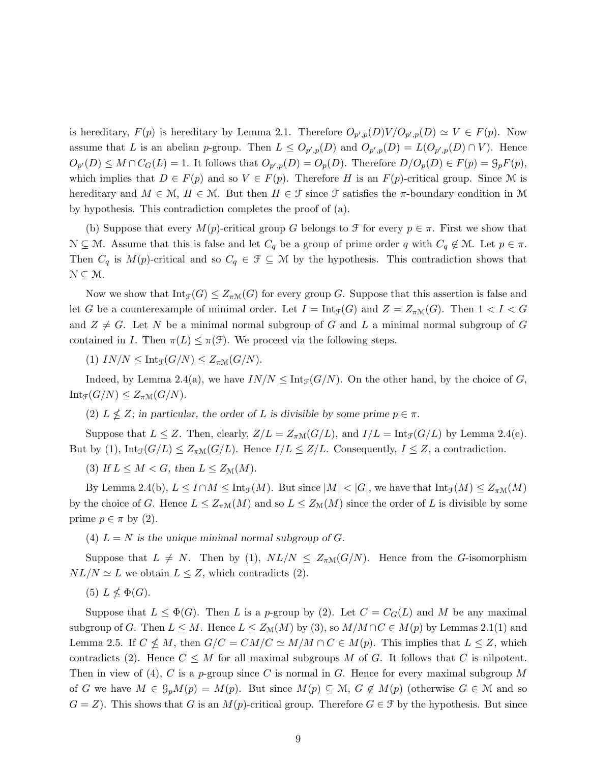is hereditary, $F(p)$ is hereditary by Lemma 2.1. Therefore $O_{p',p}(D)V/O_{p',p}(D) \simeq V \in F(p)$. Now assume that $L$ is an abelian $p$-group. Then $L \leq O_{p',p}(D)$ and $O_{p',p}(D) = L(O_{p',p}(D) \cap V)$. Hence $O_{p'}(D) \leq M \cap C_G(L) = 1$. It follows that $O_{p',p}(D) = O_p(D)$. Therefore $D/O_p(D) \in F(p) = \mathcal{G}_pF(p)$, which implies that $D \in F(p)$ and so $V \in F(p)$. Therefore $H$ is an $F(p)$-critical group. Since $\mathcal{M}$ is hereditary and $M \in \mathcal{M}$, $H \in \mathcal{M}$. But then $H \in \mathcal{F}$ since $\mathcal{F}$ satisfies the $\pi$-boundary condition in $\mathcal{M}$ by hypothesis. This contradiction completes the proof of (a).

(b) Suppose that every $M(p)$-critical group $G$ belongs to $\mathcal{F}$ for every $p \in \pi$. First we show that $\mathcal{N} \subseteq \mathcal{M}$. Assume that this is false and let $C_q$ be a group of prime order $q$ with $C_q \notin \mathcal{M}$. Let $p \in \pi$. Then $C_q$ is $M(p)$-critical and so $C_q \in \mathcal{F} \subseteq \mathcal{M}$ by the hypothesis. This contradiction shows that $\mathcal{N} \subseteq \mathcal{M}$.

Now we show that $\mathrm{Int}_{\mathcal{F}}(G) \leq Z_{\pi\mathcal{M}}(G)$ for every group $G$. Suppose that this assertion is false and let $G$ be a counterexample of minimal order. Let $I = \mathrm{Int}_{\mathcal{F}}(G)$ and $Z = Z_{\pi\mathcal{M}}(G)$. Then $1 < I < G$ and $Z \neq G$. Let $N$ be a minimal normal subgroup of $G$ and $L$ a minimal normal subgroup of $G$ contained in $I$. Then $\pi(L) \leq \pi(\mathcal{F})$. We proceed via the following steps.

(1) $IN/N \leq \mathrm{Int}_{\mathcal{F}}(G/N) \leq Z_{\pi\mathcal{M}}(G/N)$.

Indeed, by Lemma 2.4(a), we have $IN/N \leq \mathrm{Int}_{\mathcal{F}}(G/N)$. On the other hand, by the choice of $G$, $\mathrm{Int}_{\mathcal{F}}(G/N) \leq Z_{\pi\mathcal{M}}(G/N)$.

(2) *$L \nleq Z$; in particular, the order of $L$ is divisible by some prime $p \in \pi$.*

Suppose that $L \leq Z$. Then, clearly, $Z/L = Z_{\pi\mathcal{M}}(G/L)$, and $I/L = \mathrm{Int}_{\mathcal{F}}(G/L)$ by Lemma 2.4(e). But by (1), $\mathrm{Int}_{\mathcal{F}}(G/L) \leq Z_{\pi\mathcal{M}}(G/L)$. Hence $I/L \leq Z/L$. Consequently, $I \leq Z$, a contradiction.

(3) *If $L \leq M < G$, then $L \leq Z_{\mathcal{M}}(M)$.*

By Lemma 2.4(b), $L \leq I \cap M \leq \mathrm{Int}_{\mathcal{F}}(M)$. But since $|M| < |G|$, we have that $\mathrm{Int}_{\mathcal{F}}(M) \leq Z_{\pi\mathcal{M}}(M)$ by the choice of $G$. Hence $L \leq Z_{\pi\mathcal{M}}(M)$ and so $L \leq Z_{\mathcal{M}}(M)$ since the order of $L$ is divisible by some prime $p \in \pi$ by (2).

(4) *$L = N$ is the unique minimal normal subgroup of $G$.*

Suppose that $L \neq N$. Then by (1), $NL/N \leq Z_{\pi\mathcal{M}}(G/N)$. Hence from the $G$-isomorphism $NL/N \simeq L$ we obtain $L \leq Z$, which contradicts (2).

(5) $L \nleq \Phi(G)$.

Suppose that $L \leq \Phi(G)$. Then $L$ is a $p$-group by (2). Let $C = C_G(L)$ and $M$ be any maximal subgroup of $G$. Then $L \leq M$. Hence $L \leq Z_{\mathcal{M}}(M)$ by (3), so $M/M \cap C \in M(p)$ by Lemmas 2.1(1) and Lemma 2.5. If $C \nleq M$, then $G/C = CM/C \simeq M/M \cap C \in M(p)$. This implies that $L \leq Z$, which contradicts (2). Hence $C \leq M$ for all maximal subgroups $M$ of $G$. It follows that $C$ is nilpotent. Then in view of (4), $C$ is a $p$-group since $C$ is normal in $G$. Hence for every maximal subgroup $M$ of $G$ we have $M \in \mathcal{G}_pM(p) = M(p)$. But since $M(p) \subseteq \mathcal{M}$, $G \notin M(p)$ (otherwise $G \in \mathcal{M}$ and so $G = Z$). This shows that $G$ is an $M(p)$-critical group. Therefore $G \in \mathcal{F}$ by the hypothesis. But since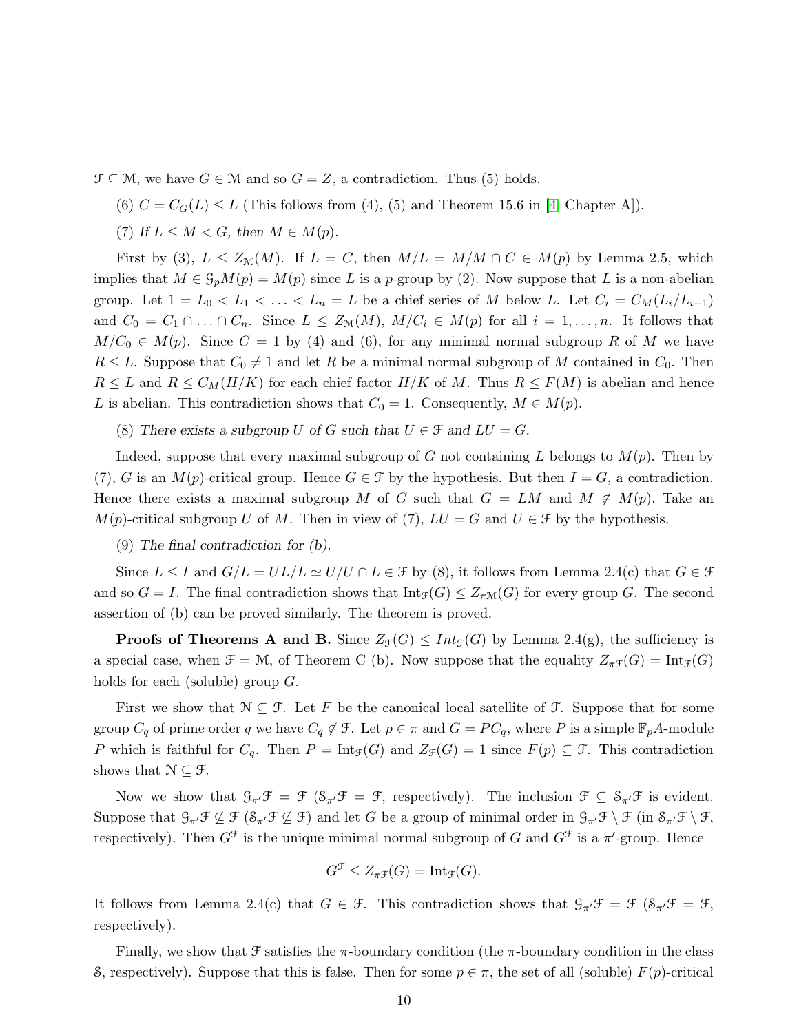$\mathfrak{F} \subseteq \mathfrak{M}$, we have $G \in \mathfrak{M}$ and so $G = Z$, a contradiction. Thus (5) holds.

(6) $C = C_G(L) \leq L$ (This follows from (4), (5) and Theorem 15.6 in [4, Chapter A]).

(7) *If $L \leq M < G$, then $M \in M(p)$.*

First by (3), $L \leq Z_{\mathfrak{M}}(M)$. If $L = C$, then $M/L = M/M \cap C \in M(p)$ by Lemma 2.5, which implies that $M \in \mathfrak{G}_p M(p) = M(p)$ since $L$ is a $p$-group by (2). Now suppose that $L$ is a non-abelian group. Let $1 = L_0 < L_1 < \ldots < L_n = L$ be a chief series of $M$ below $L$. Let $C_i = C_M(L_i/L_{i-1})$ and $C_0 = C_1 \cap \ldots \cap C_n$. Since $L \leq Z_{\mathfrak{M}}(M)$, $M/C_i \in M(p)$ for all $i = 1, \ldots, n$. It follows that $M/C_0 \in M(p)$. Since $C = 1$ by (4) and (6), for any minimal normal subgroup $R$ of $M$ we have $R \leq L$. Suppose that $C_0 \neq 1$ and let $R$ be a minimal normal subgroup of $M$ contained in $C_0$. Then $R \leq L$ and $R \leq C_M(H/K)$ for each chief factor $H/K$ of $M$. Thus $R \leq F(M)$ is abelian and hence $L$ is abelian. This contradiction shows that $C_0 = 1$. Consequently, $M \in M(p)$.

(8) *There exists a subgroup $U$ of $G$ such that $U \in \mathfrak{F}$ and $LU = G$.*

Indeed, suppose that every maximal subgroup of $G$ not containing $L$ belongs to $M(p)$. Then by (7), $G$ is an $M(p)$-critical group. Hence $G \in \mathfrak{F}$ by the hypothesis. But then $I = G$, a contradiction. Hence there exists a maximal subgroup $M$ of $G$ such that $G = LM$ and $M \notin M(p)$. Take an $M(p)$-critical subgroup $U$ of $M$. Then in view of (7), $LU = G$ and $U \in \mathfrak{F}$ by the hypothesis.

(9) *The final contradiction for (b).*

Since $L \leq I$ and $G/L = UL/L \simeq U/U \cap L \in \mathfrak{F}$ by (8), it follows from Lemma 2.4(c) that $G \in \mathfrak{F}$ and so $G = I$. The final contradiction shows that $\mathrm{Int}_{\mathfrak{F}}(G) \leq Z_{\pi\mathfrak{M}}(G)$ for every group $G$. The second assertion of (b) can be proved similarly. The theorem is proved.

**Proofs of Theorems A and B.** Since $Z_{\mathfrak{F}}(G) \leq Int_{\mathfrak{F}}(G)$ by Lemma 2.4(g), the sufficiency is a special case, when $\mathfrak{F} = \mathfrak{M}$, of Theorem C (b). Now suppose that the equality $Z_{\pi\mathfrak{F}}(G) = \mathrm{Int}_{\mathfrak{F}}(G)$ holds for each (soluble) group $G$.

First we show that $\mathfrak{N} \subseteq \mathfrak{F}$. Let $F$ be the canonical local satellite of $\mathfrak{F}$. Suppose that for some group $C_q$ of prime order $q$ we have $C_q \notin \mathfrak{F}$. Let $p \in \pi$ and $G = PC_q$, where $P$ is a simple $\mathbb{F}_pA$-module $P$ which is faithful for $C_q$. Then $P = \mathrm{Int}_{\mathfrak{F}}(G)$ and $Z_{\mathfrak{F}}(G) = 1$ since $F(p) \subseteq \mathfrak{F}$. This contradiction shows that $\mathfrak{N} \subseteq \mathfrak{F}$.

Now we show that $\mathfrak{G}_{\pi'}\mathfrak{F} = \mathfrak{F}$ ($\mathfrak{S}_{\pi'}\mathfrak{F} = \mathfrak{F}$, respectively). The inclusion $\mathfrak{F} \subseteq \mathfrak{S}_{\pi'}\mathfrak{F}$ is evident. Suppose that $\mathfrak{G}_{\pi'}\mathfrak{F} \not\subseteq \mathfrak{F}$ ($\mathfrak{S}_{\pi'}\mathfrak{F} \not\subseteq \mathfrak{F}$) and let $G$ be a group of minimal order in $\mathfrak{G}_{\pi'}\mathfrak{F} \setminus \mathfrak{F}$ (in $\mathfrak{S}_{\pi'}\mathfrak{F} \setminus \mathfrak{F}$, respectively). Then $G^{\mathfrak{F}}$ is the unique minimal normal subgroup of $G$ and $G^{\mathfrak{F}}$ is a $\pi'$-group. Hence

$$G^{\mathfrak{F}} \leq Z_{\pi\mathfrak{F}}(G) = \mathrm{Int}_{\mathfrak{F}}(G).$$

It follows from Lemma 2.4(c) that $G \in \mathfrak{F}$. This contradiction shows that $\mathfrak{G}_{\pi'}\mathfrak{F} = \mathfrak{F}$ ($\mathfrak{S}_{\pi'}\mathfrak{F} = \mathfrak{F}$, respectively).

Finally, we show that $\mathfrak{F}$ satisfies the $\pi$-boundary condition (the $\pi$-boundary condition in the class $\mathfrak{S}$, respectively). Suppose that this is false. Then for some $p \in \pi$, the set of all (soluble) $F(p)$-critical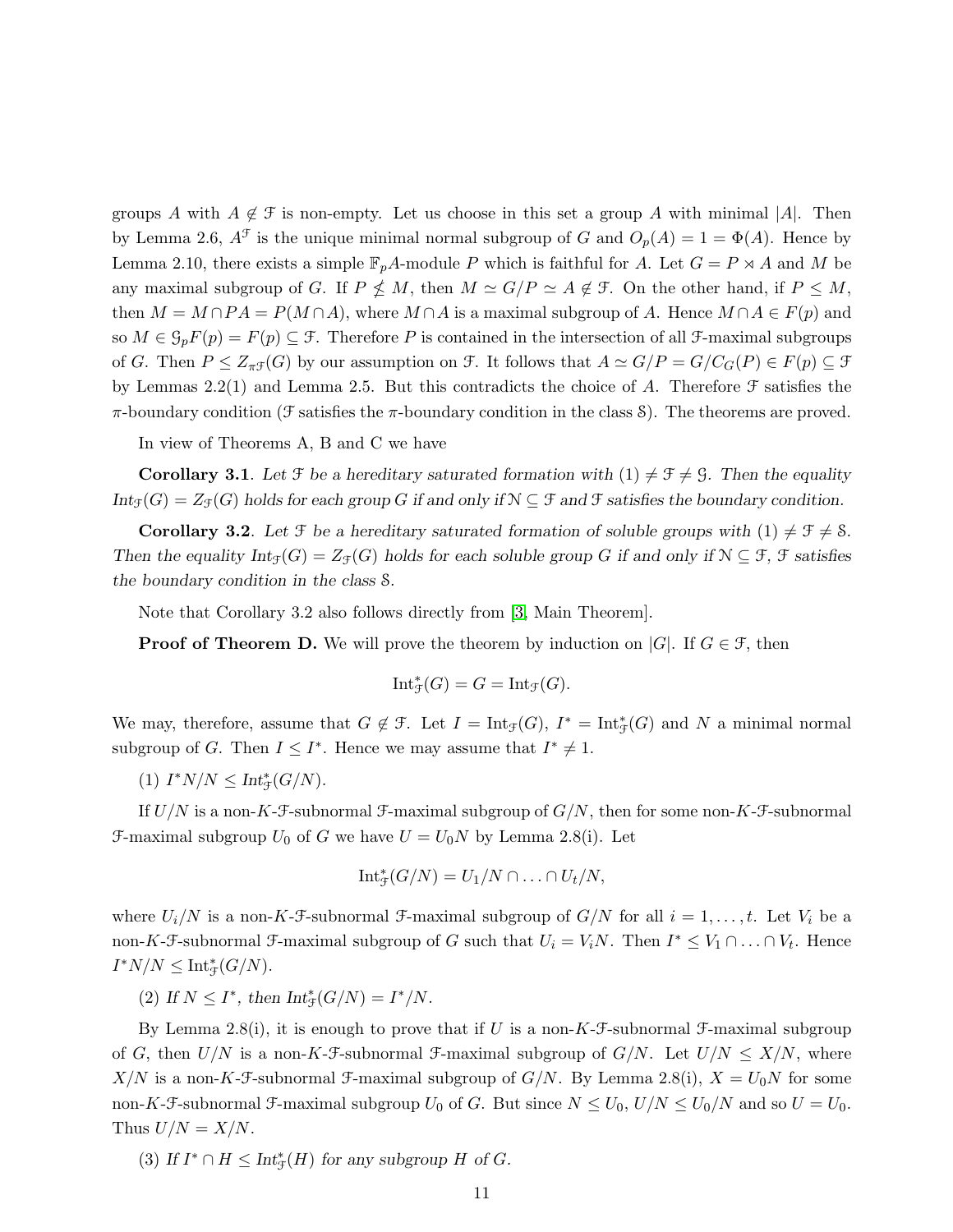groups $A$ with $A \notin \mathfrak{F}$ is non-empty. Let us choose in this set a group $A$ with minimal $|A|$. Then by Lemma 2.6, $A^{\mathfrak{F}}$ is the unique minimal normal subgroup of $G$ and $O_p(A) = 1 = \Phi(A)$. Hence by Lemma 2.10, there exists a simple $\mathbb{F}_pA$-module $P$ which is faithful for $A$. Let $G = P \rtimes A$ and $M$ be any maximal subgroup of $G$. If $P \nleq M$, then $M \simeq G/P \simeq A \notin \mathfrak{F}$. On the other hand, if $P \leq M$, then $M = M \cap PA = P(M \cap A)$, where $M \cap A$ is a maximal subgroup of $A$. Hence $M \cap A \in F(p)$ and so $M \in \mathfrak{G}_pF(p) = F(p) \subseteq \mathfrak{F}$. Therefore $P$ is contained in the intersection of all $\mathfrak{F}$-maximal subgroups of $G$. Then $P \leq Z_{\pi\mathfrak{F}}(G)$ by our assumption on $\mathfrak{F}$. It follows that $A \simeq G/P = G/C_G(P) \in F(p) \subseteq \mathfrak{F}$ by Lemmas 2.2(1) and Lemma 2.5. But this contradicts the choice of $A$. Therefore $\mathfrak{F}$ satisfies the $\pi$-boundary condition ($\mathfrak{F}$ satisfies the $\pi$-boundary condition in the class $\mathfrak{S}$). The theorems are proved.

In view of Theorems A, B and C we have

**Corollary 3.1**. *Let $\mathfrak{F}$ be a hereditary saturated formation with $(1) \neq \mathfrak{F} \neq \mathfrak{G}$. Then the equality $\mathrm{Int}_{\mathfrak{F}}(G) = Z_{\mathfrak{F}}(G)$ holds for each group $G$ if and only if $\mathfrak{N} \subseteq \mathfrak{F}$ and $\mathfrak{F}$ satisfies the boundary condition.*

**Corollary 3.2**. *Let $\mathfrak{F}$ be a hereditary saturated formation of soluble groups with $(1) \neq \mathfrak{F} \neq \mathfrak{S}$. Then the equality $\mathrm{Int}_{\mathfrak{F}}(G) = Z_{\mathfrak{F}}(G)$ holds for each soluble group $G$ if and only if $\mathfrak{N} \subseteq \mathfrak{F}$, $\mathfrak{F}$ satisfies the boundary condition in the class $\mathfrak{S}$.*

Note that Corollary 3.2 also follows directly from [3, Main Theorem].

**Proof of Theorem D.** We will prove the theorem by induction on $|G|$. If $G \in \mathfrak{F}$, then

$$\mathrm{Int}^*_{\mathfrak{F}}(G) = G = \mathrm{Int}_{\mathfrak{F}}(G).$$

We may, therefore, assume that $G \notin \mathfrak{F}$. Let $I = \mathrm{Int}_{\mathfrak{F}}(G)$, $I^* = \mathrm{Int}^*_{\mathfrak{F}}(G)$ and $N$ a minimal normal subgroup of $G$. Then $I \leq I^*$. Hence we may assume that $I^* \neq 1$.

(1) $I^*N/N \leq \mathrm{Int}^*_{\mathfrak{F}}(G/N)$.

If $U/N$ is a non-$K$-$\mathfrak{F}$-subnormal $\mathfrak{F}$-maximal subgroup of $G/N$, then for some non-$K$-$\mathfrak{F}$-subnormal $\mathfrak{F}$-maximal subgroup $U_0$ of $G$ we have $U = U_0N$ by Lemma 2.8(i). Let

$$\mathrm{Int}^*_{\mathfrak{F}}(G/N) = U_1/N \cap \ldots \cap U_t/N,$$

where $U_i/N$ is a non-$K$-$\mathfrak{F}$-subnormal $\mathfrak{F}$-maximal subgroup of $G/N$ for all $i = 1, \ldots, t$. Let $V_i$ be a non-$K$-$\mathfrak{F}$-subnormal $\mathfrak{F}$-maximal subgroup of $G$ such that $U_i = V_iN$. Then $I^* \leq V_1 \cap \ldots \cap V_t$. Hence $I^*N/N \leq \mathrm{Int}^*_{\mathfrak{F}}(G/N)$.

(2) *If $N \leq I^*$, then $\mathrm{Int}^*_{\mathfrak{F}}(G/N) = I^*/N$.*

By Lemma 2.8(i), it is enough to prove that if $U$ is a non-$K$-$\mathfrak{F}$-subnormal $\mathfrak{F}$-maximal subgroup of $G$, then $U/N$ is a non-$K$-$\mathfrak{F}$-subnormal $\mathfrak{F}$-maximal subgroup of $G/N$. Let $U/N \leq X/N$, where $X/N$ is a non-$K$-$\mathfrak{F}$-subnormal $\mathfrak{F}$-maximal subgroup of $G/N$. By Lemma 2.8(i), $X = U_0N$ for some non-$K$-$\mathfrak{F}$-subnormal $\mathfrak{F}$-maximal subgroup $U_0$ of $G$. But since $N \leq U_0$, $U/N \leq U_0/N$ and so $U = U_0$. Thus $U/N = X/N$.

(3) *If $I^* \cap H \leq \mathrm{Int}^*_{\mathfrak{F}}(H)$ for any subgroup $H$ of $G$.*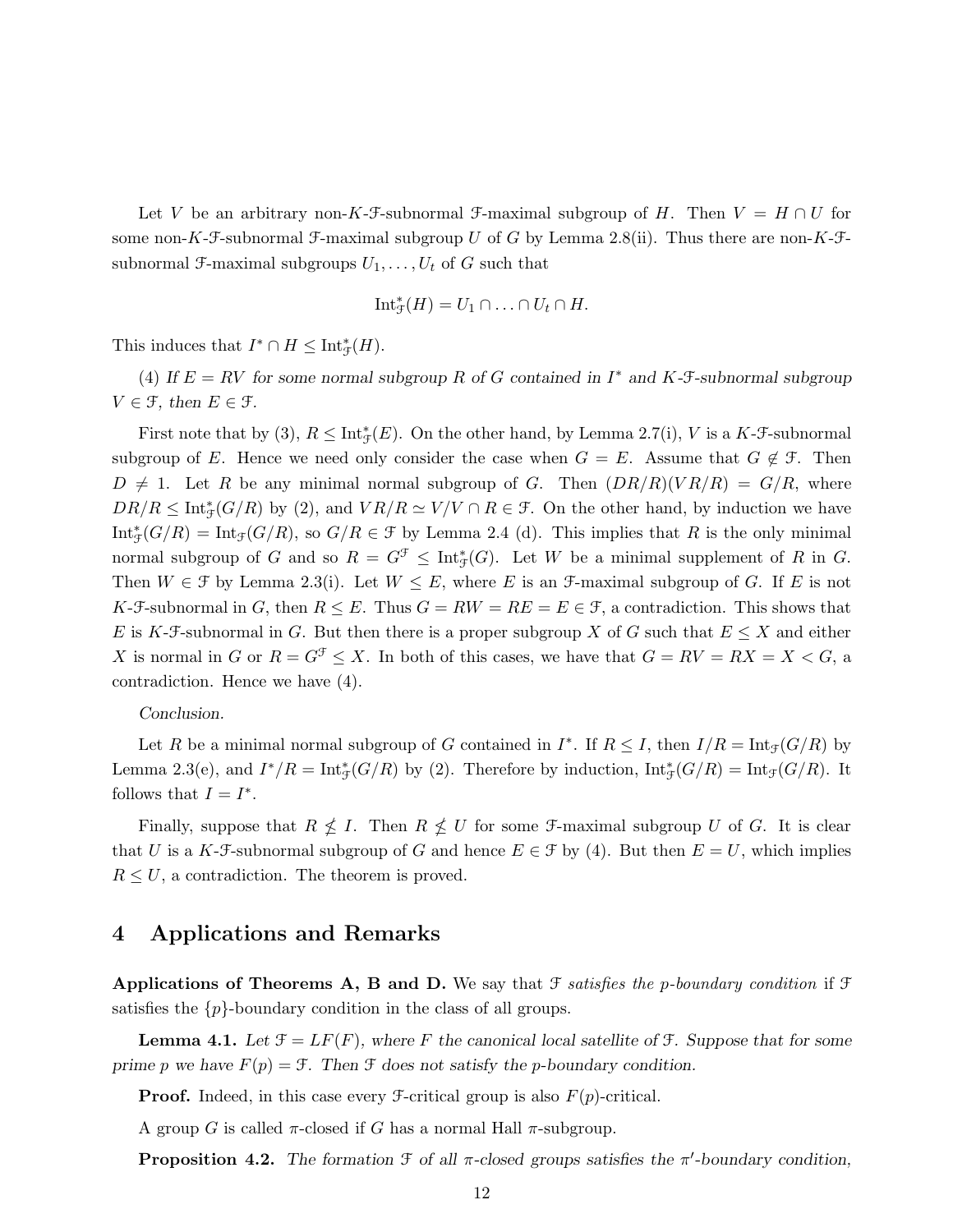Let $V$ be an arbitrary non-$K$-$\mathfrak{F}$-subnormal $\mathfrak{F}$-maximal subgroup of $H$. Then $V = H \cap U$ for some non-$K$-$\mathfrak{F}$-subnormal $\mathfrak{F}$-maximal subgroup $U$ of $G$ by Lemma 2.8(ii). Thus there are non-$K$-$\mathfrak{F}$-subnormal $\mathfrak{F}$-maximal subgroups $U_1, \ldots, U_t$ of $G$ such that

$$\mathrm{Int}^*_{\mathfrak{F}}(H) = U_1 \cap \ldots \cap U_t \cap H.$$

This induces that $I^* \cap H \leq \mathrm{Int}^*_{\mathfrak{F}}(H)$.

(4) *If $E = RV$ for some normal subgroup $R$ of $G$ contained in $I^*$ and $K$-$\mathfrak{F}$-subnormal subgroup $V \in \mathfrak{F}$, then $E \in \mathfrak{F}$.*

First note that by (3), $R \leq \mathrm{Int}^*_{\mathfrak{F}}(E)$. On the other hand, by Lemma 2.7(i), $V$ is a $K$-$\mathfrak{F}$-subnormal subgroup of $E$. Hence we need only consider the case when $G = E$. Assume that $G \notin \mathfrak{F}$. Then $D \neq 1$. Let $R$ be any minimal normal subgroup of $G$. Then $(DR/R)(VR/R) = G/R$, where $DR/R \leq \mathrm{Int}^*_{\mathfrak{F}}(G/R)$ by (2), and $VR/R \simeq V/V \cap R \in \mathfrak{F}$. On the other hand, by induction we have $\mathrm{Int}^*_{\mathfrak{F}}(G/R) = \mathrm{Int}_{\mathfrak{F}}(G/R)$, so $G/R \in \mathfrak{F}$ by Lemma 2.4 (d). This implies that $R$ is the only minimal normal subgroup of $G$ and so $R = G^{\mathfrak{F}} \leq \mathrm{Int}^*_{\mathfrak{F}}(G)$. Let $W$ be a minimal supplement of $R$ in $G$. Then $W \in \mathfrak{F}$ by Lemma 2.3(i). Let $W \leq E$, where $E$ is an $\mathfrak{F}$-maximal subgroup of $G$. If $E$ is not $K$-$\mathfrak{F}$-subnormal in $G$, then $R \leq E$. Thus $G = RW = RE = E \in \mathfrak{F}$, a contradiction. This shows that $E$ is $K$-$\mathfrak{F}$-subnormal in $G$. But then there is a proper subgroup $X$ of $G$ such that $E \leq X$ and either $X$ is normal in $G$ or $R = G^{\mathfrak{F}} \leq X$. In both of this cases, we have that $G = RV = RX = X < G$, a contradiction. Hence we have (4).

*Conclusion.*

Let $R$ be a minimal normal subgroup of $G$ contained in $I^*$. If $R \leq I$, then $I/R = \mathrm{Int}_{\mathfrak{F}}(G/R)$ by Lemma 2.3(e), and $I^*/R = \mathrm{Int}^*_{\mathfrak{F}}(G/R)$ by (2). Therefore by induction, $\mathrm{Int}^*_{\mathfrak{F}}(G/R) = \mathrm{Int}_{\mathfrak{F}}(G/R)$. It follows that $I = I^*$.

Finally, suppose that $R \nleq I$. Then $R \nleq U$ for some $\mathfrak{F}$-maximal subgroup $U$ of $G$. It is clear that $U$ is a $K$-$\mathfrak{F}$-subnormal subgroup of $G$ and hence $E \in \mathfrak{F}$ by (4). But then $E = U$, which implies $R \leq U$, a contradiction. The theorem is proved.

## 4 Applications and Remarks

**Applications of Theorems A, B and D.** We say that $\mathfrak{F}$ *satisfies the $p$-boundary condition* if $\mathfrak{F}$ satisfies the $\{p\}$-boundary condition in the class of all groups.

**Lemma 4.1.** *Let $\mathfrak{F} = LF(F)$, where $F$ the canonical local satellite of $\mathfrak{F}$. Suppose that for some prime $p$ we have $F(p) = \mathfrak{F}$. Then $\mathfrak{F}$ does not satisfy the $p$-boundary condition.*

**Proof.** Indeed, in this case every $\mathfrak{F}$-critical group is also $F(p)$-critical.

A group $G$ is called $\pi$-closed if $G$ has a normal Hall $\pi$-subgroup.

**Proposition 4.2.** *The formation $\mathfrak{F}$ of all $\pi$-closed groups satisfies the $\pi'$-boundary condition,*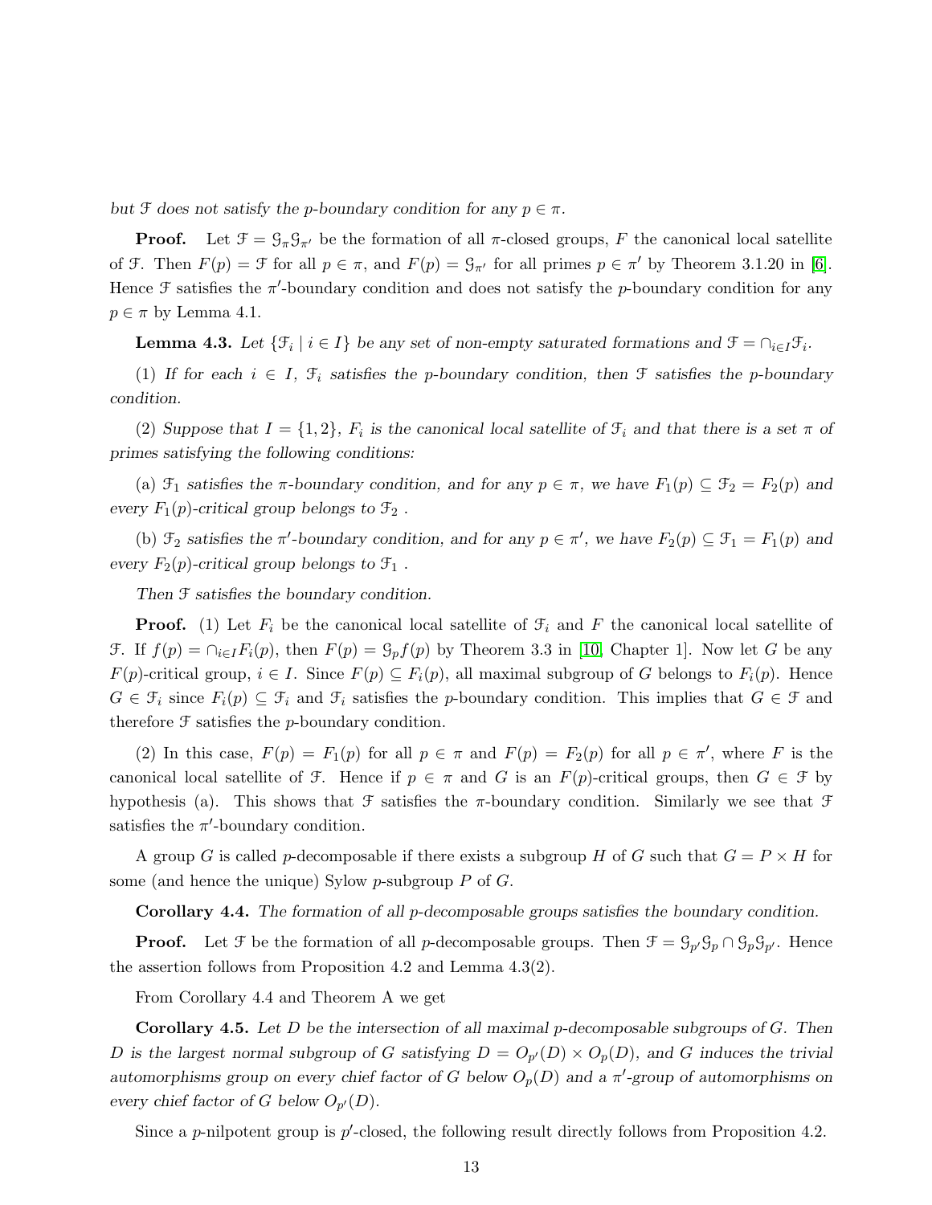*but $\mathfrak{F}$ does not satisfy the $p$-boundary condition for any $p \in \pi$.*

**Proof.** Let $\mathfrak{F} = \mathfrak{G}_\pi \mathfrak{G}_{\pi'}$ be the formation of all $\pi$-closed groups, $F$ the canonical local satellite of $\mathfrak{F}$. Then $F(p) = \mathfrak{F}$ for all $p \in \pi$, and $F(p) = \mathfrak{G}_{\pi'}$ for all primes $p \in \pi'$ by Theorem 3.1.20 in [6]. Hence $\mathfrak{F}$ satisfies the $\pi'$-boundary condition and does not satisfy the $p$-boundary condition for any $p \in \pi$ by Lemma 4.1.

**Lemma 4.3.** *Let $\{\mathfrak{F}_i \mid i \in I\}$ be any set of non-empty saturated formations and $\mathfrak{F} = \cap_{i \in I} \mathfrak{F}_i$.*

*(1) If for each $i \in I$, $\mathfrak{F}_i$ satisfies the $p$-boundary condition, then $\mathfrak{F}$ satisfies the $p$-boundary condition.*

*(2) Suppose that $I = \{1, 2\}$, $F_i$ is the canonical local satellite of $\mathfrak{F}_i$ and that there is a set $\pi$ of primes satisfying the following conditions:*

*(a) $\mathfrak{F}_1$ satisfies the $\pi$-boundary condition, and for any $p \in \pi$, we have $F_1(p) \subseteq \mathfrak{F}_2 = F_2(p)$ and every $F_1(p)$-critical group belongs to $\mathfrak{F}_2$ .*

*(b) $\mathfrak{F}_2$ satisfies the $\pi'$-boundary condition, and for any $p \in \pi'$, we have $F_2(p) \subseteq \mathfrak{F}_1 = F_1(p)$ and every $F_2(p)$-critical group belongs to $\mathfrak{F}_1$ .*

*Then $\mathfrak{F}$ satisfies the boundary condition.*

**Proof.** (1) Let $F_i$ be the canonical local satellite of $\mathfrak{F}_i$ and $F$ the canonical local satellite of $\mathfrak{F}$. If $f(p) = \cap_{i \in I} F_i(p)$, then $F(p) = \mathfrak{G}_p f(p)$ by Theorem 3.3 in [10, Chapter 1]. Now let $G$ be any $F(p)$-critical group, $i \in I$. Since $F(p) \subseteq F_i(p)$, all maximal subgroup of $G$ belongs to $F_i(p)$. Hence $G \in \mathfrak{F}_i$ since $F_i(p) \subseteq \mathfrak{F}_i$ and $\mathfrak{F}_i$ satisfies the $p$-boundary condition. This implies that $G \in \mathfrak{F}$ and therefore $\mathfrak{F}$ satisfies the $p$-boundary condition.

(2) In this case, $F(p) = F_1(p)$ for all $p \in \pi$ and $F(p) = F_2(p)$ for all $p \in \pi'$, where $F$ is the canonical local satellite of $\mathfrak{F}$. Hence if $p \in \pi$ and $G$ is an $F(p)$-critical groups, then $G \in \mathfrak{F}$ by hypothesis (a). This shows that $\mathfrak{F}$ satisfies the $\pi$-boundary condition. Similarly we see that $\mathfrak{F}$ satisfies the $\pi'$-boundary condition.

A group $G$ is called $p$-decomposable if there exists a subgroup $H$ of $G$ such that $G = P \times H$ for some (and hence the unique) Sylow $p$-subgroup $P$ of $G$.

**Corollary 4.4.** *The formation of all $p$-decomposable groups satisfies the boundary condition.*

**Proof.** Let $\mathfrak{F}$ be the formation of all $p$-decomposable groups. Then $\mathfrak{F} = \mathfrak{G}_{p'} \mathfrak{G}_p \cap \mathfrak{G}_p \mathfrak{G}_{p'}$. Hence the assertion follows from Proposition 4.2 and Lemma 4.3(2).

From Corollary 4.4 and Theorem A we get

**Corollary 4.5.** *Let $D$ be the intersection of all maximal $p$-decomposable subgroups of $G$. Then $D$ is the largest normal subgroup of $G$ satisfying $D = O_{p'}(D) \times O_p(D)$, and $G$ induces the trivial automorphisms group on every chief factor of $G$ below $O_p(D)$ and a $\pi'$-group of automorphisms on every chief factor of $G$ below $O_{p'}(D)$.*

Since a $p$-nilpotent group is $p'$-closed, the following result directly follows from Proposition 4.2.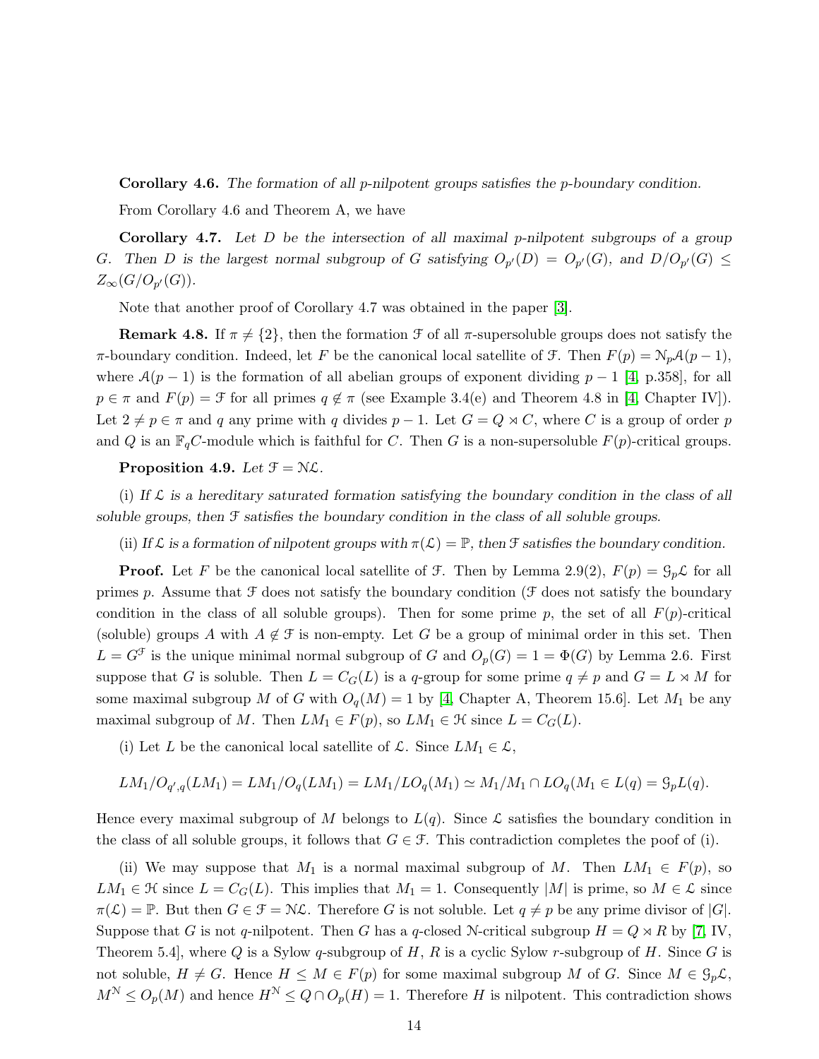**Corollary 4.6.** *The formation of all $p$-nilpotent groups satisfies the $p$-boundary condition.*

From Corollary 4.6 and Theorem A, we have

**Corollary 4.7.** *Let $D$ be the intersection of all maximal $p$-nilpotent subgroups of a group $G$. Then $D$ is the largest normal subgroup of $G$ satisfying $O_{p'}(D) = O_{p'}(G)$, and $D/O_{p'}(G) \leq Z_\infty(G/O_{p'}(G))$.*

Note that another proof of Corollary 4.7 was obtained in the paper [3].

**Remark 4.8.** If $\pi \neq \{2\}$, then the formation $\mathfrak{F}$ of all $\pi$-supersoluble groups does not satisfy the $\pi$-boundary condition. Indeed, let $F$ be the canonical local satellite of $\mathfrak{F}$. Then $F(p) = \mathfrak{N}_p\mathcal{A}(p-1)$, where $\mathcal{A}(p-1)$ is the formation of all abelian groups of exponent dividing $p-1$ [4, p.358], for all $p \in \pi$ and $F(p) = \mathfrak{F}$ for all primes $q \notin \pi$ (see Example 3.4(e) and Theorem 4.8 in [4, Chapter IV]). Let $2 \neq p \in \pi$ and $q$ any prime with $q$ divides $p-1$. Let $G = Q \rtimes C$, where $C$ is a group of order $p$ and $Q$ is an $\mathbb{F}_qC$-module which is faithful for $C$. Then $G$ is a non-supersoluble $F(p)$-critical groups.

**Proposition 4.9.** *Let $\mathfrak{F} = \mathfrak{N}\mathfrak{L}$.*

(i) *If $\mathfrak{L}$ is a hereditary saturated formation satisfying the boundary condition in the class of all soluble groups, then $\mathfrak{F}$ satisfies the boundary condition in the class of all soluble groups.*

(ii) *If $\mathfrak{L}$ is a formation of nilpotent groups with $\pi(\mathfrak{L}) = \mathbb{P}$, then $\mathfrak{F}$ satisfies the boundary condition.*

**Proof.** Let $F$ be the canonical local satellite of $\mathfrak{F}$. Then by Lemma 2.9(2), $F(p) = \mathfrak{G}_p\mathfrak{L}$ for all primes $p$. Assume that $\mathfrak{F}$ does not satisfy the boundary condition ($\mathfrak{F}$ does not satisfy the boundary condition in the class of all soluble groups). Then for some prime $p$, the set of all $F(p)$-critical (soluble) groups $A$ with $A \notin \mathfrak{F}$ is non-empty. Let $G$ be a group of minimal order in this set. Then $L = G^{\mathfrak{F}}$ is the unique minimal normal subgroup of $G$ and $O_p(G) = 1 = \Phi(G)$ by Lemma 2.6. First suppose that $G$ is soluble. Then $L = C_G(L)$ is a $q$-group for some prime $q \neq p$ and $G = L \rtimes M$ for some maximal subgroup $M$ of $G$ with $O_q(M) = 1$ by [4, Chapter A, Theorem 15.6]. Let $M_1$ be any maximal subgroup of $M$. Then $LM_1 \in F(p)$, so $LM_1 \in \mathfrak{H}$ since $L = C_G(L)$.

(i) Let $L$ be the canonical local satellite of $\mathfrak{L}$. Since $LM_1 \in \mathfrak{L}$,

$$LM_1/O_{q',q}(LM_1) = LM_1/O_q(LM_1) = LM_1/LO_q(M_1) \simeq M_1/M_1 \cap LO_q(M_1 \in L(q) = \mathfrak{G}_pL(q).$$

Hence every maximal subgroup of $M$ belongs to $L(q)$. Since $\mathfrak{L}$ satisfies the boundary condition in the class of all soluble groups, it follows that $G \in \mathfrak{F}$. This contradiction completes the poof of (i).

(ii) We may suppose that $M_1$ is a normal maximal subgroup of $M$. Then $LM_1 \in F(p)$, so $LM_1 \in \mathfrak{H}$ since $L = C_G(L)$. This implies that $M_1 = 1$. Consequently $|M|$ is prime, so $M \in \mathfrak{L}$ since $\pi(\mathfrak{L}) = \mathbb{P}$. But then $G \in \mathfrak{F} = \mathfrak{N}\mathfrak{L}$. Therefore $G$ is not soluble. Let $q \neq p$ be any prime divisor of $|G|$. Suppose that $G$ is not $q$-nilpotent. Then $G$ has a $q$-closed $\mathfrak{N}$-critical subgroup $H = Q \rtimes R$ by [7, IV, Theorem 5.4], where $Q$ is a Sylow $q$-subgroup of $H$, $R$ is a cyclic Sylow $r$-subgroup of $H$. Since $G$ is not soluble, $H \neq G$. Hence $H \leq M \in F(p)$ for some maximal subgroup $M$ of $G$. Since $M \in \mathfrak{G}_p\mathfrak{L}$, $M^{\mathfrak{N}} \leq O_p(M)$ and hence $H^{\mathfrak{N}} \leq Q \cap O_p(H) = 1$. Therefore $H$ is nilpotent. This contradiction shows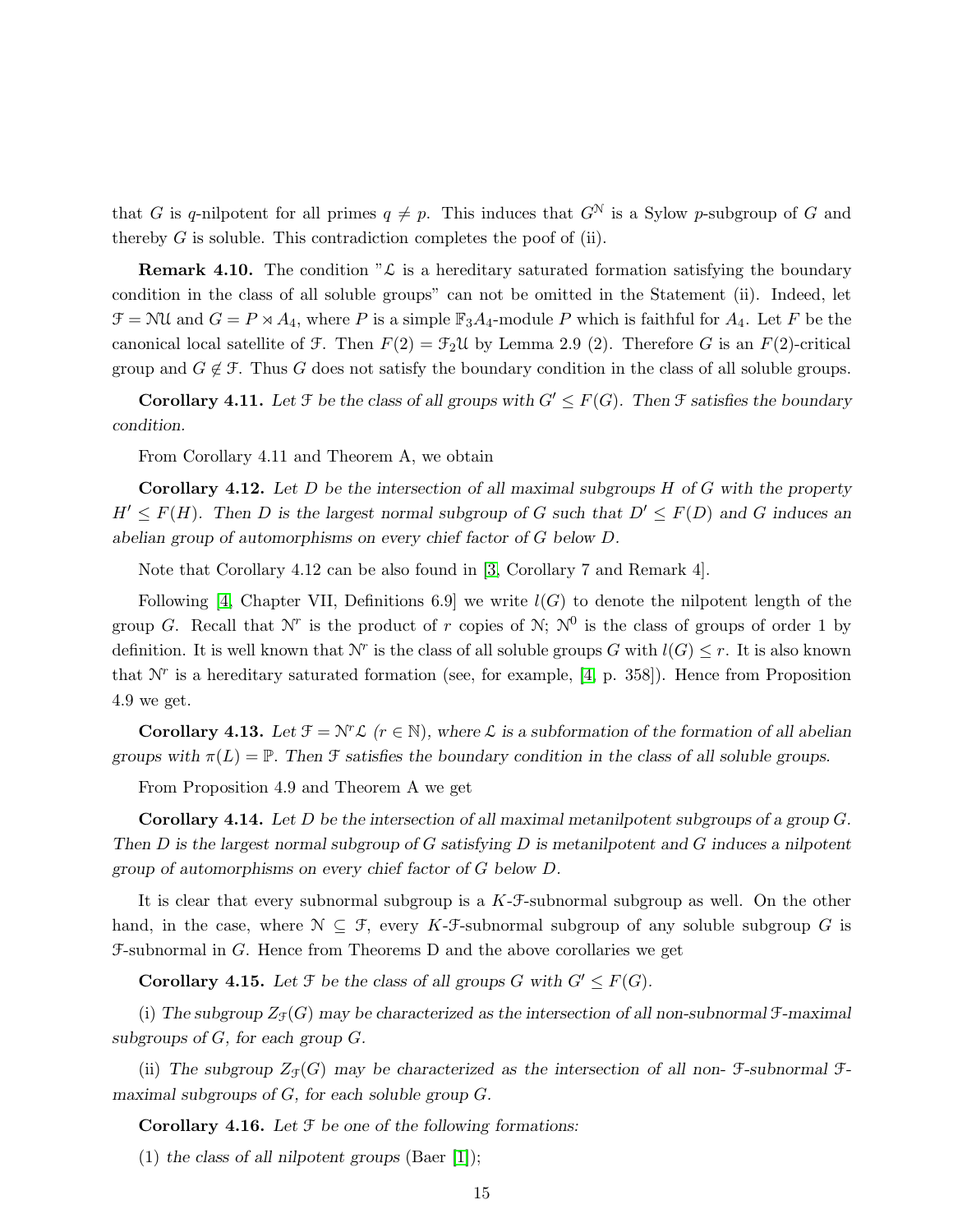that $G$ is $q$-nilpotent for all primes $q \neq p$. This induces that $G^{\mathfrak{N}}$ is a Sylow $p$-subgroup of $G$ and thereby $G$ is soluble. This contradiction completes the poof of (ii).

**Remark 4.10.** The condition "$\mathfrak{L}$ is a hereditary saturated formation satisfying the boundary condition in the class of all soluble groups" can not be omitted in the Statement (ii). Indeed, let $\mathfrak{F} = \mathfrak{N}\mathfrak{U}$ and $G = P \rtimes A_4$, where $P$ is a simple $\mathbb{F}_3 A_4$-module $P$ which is faithful for $A_4$. Let $F$ be the canonical local satellite of $\mathfrak{F}$. Then $F(2) = \mathfrak{F}_2\mathfrak{U}$ by Lemma 2.9 (2). Therefore $G$ is an $F(2)$-critical group and $G \notin \mathfrak{F}$. Thus $G$ does not satisfy the boundary condition in the class of all soluble groups.

**Corollary 4.11.** *Let $\mathfrak{F}$ be the class of all groups with $G' \leq F(G)$. Then $\mathfrak{F}$ satisfies the boundary condition.*

From Corollary 4.11 and Theorem A, we obtain

**Corollary 4.12.** *Let $D$ be the intersection of all maximal subgroups $H$ of $G$ with the property $H' \leq F(H)$. Then $D$ is the largest normal subgroup of $G$ such that $D' \leq F(D)$ and $G$ induces an abelian group of automorphisms on every chief factor of $G$ below $D$.*

Note that Corollary 4.12 can be also found in [3, Corollary 7 and Remark 4].

Following [4, Chapter VII, Definitions 6.9] we write $l(G)$ to denote the nilpotent length of the group $G$. Recall that $\mathfrak{N}^r$ is the product of $r$ copies of $\mathfrak{N}$; $\mathfrak{N}^0$ is the class of groups of order 1 by definition. It is well known that $\mathfrak{N}^r$ is the class of all soluble groups $G$ with $l(G) \leq r$. It is also known that $\mathfrak{N}^r$ is a hereditary saturated formation (see, for example, [4, p. 358]). Hence from Proposition 4.9 we get.

**Corollary 4.13.** *Let $\mathfrak{F} = \mathfrak{N}^r\mathfrak{L}$ ($r \in \mathbb{N}$), where $\mathfrak{L}$ is a subformation of the formation of all abelian groups with $\pi(L) = \mathbb{P}$. Then $\mathfrak{F}$ satisfies the boundary condition in the class of all soluble groups.*

From Proposition 4.9 and Theorem A we get

**Corollary 4.14.** *Let $D$ be the intersection of all maximal metanilpotent subgroups of a group $G$. Then $D$ is the largest normal subgroup of $G$ satisfying $D$ is metanilpotent and $G$ induces a nilpotent group of automorphisms on every chief factor of $G$ below $D$.*

It is clear that every subnormal subgroup is a $K$-$\mathfrak{F}$-subnormal subgroup as well. On the other hand, in the case, where $\mathfrak{N} \subseteq \mathfrak{F}$, every $K$-$\mathfrak{F}$-subnormal subgroup of any soluble subgroup $G$ is $\mathfrak{F}$-subnormal in $G$. Hence from Theorems D and the above corollaries we get

**Corollary 4.15.** *Let $\mathfrak{F}$ be the class of all groups $G$ with $G' \leq F(G)$.*

(i) *The subgroup $Z_{\mathfrak{F}}(G)$ may be characterized as the intersection of all non-subnormal $\mathfrak{F}$-maximal subgroups of $G$, for each group $G$.*

(ii) *The subgroup $Z_{\mathfrak{F}}(G)$ may be characterized as the intersection of all non- $\mathfrak{F}$-subnormal $\mathfrak{F}$-maximal subgroups of $G$, for each soluble group $G$.*

**Corollary 4.16.** *Let $\mathfrak{F}$ be one of the following formations:*

(1) *the class of all nilpotent groups* (Baer [1]);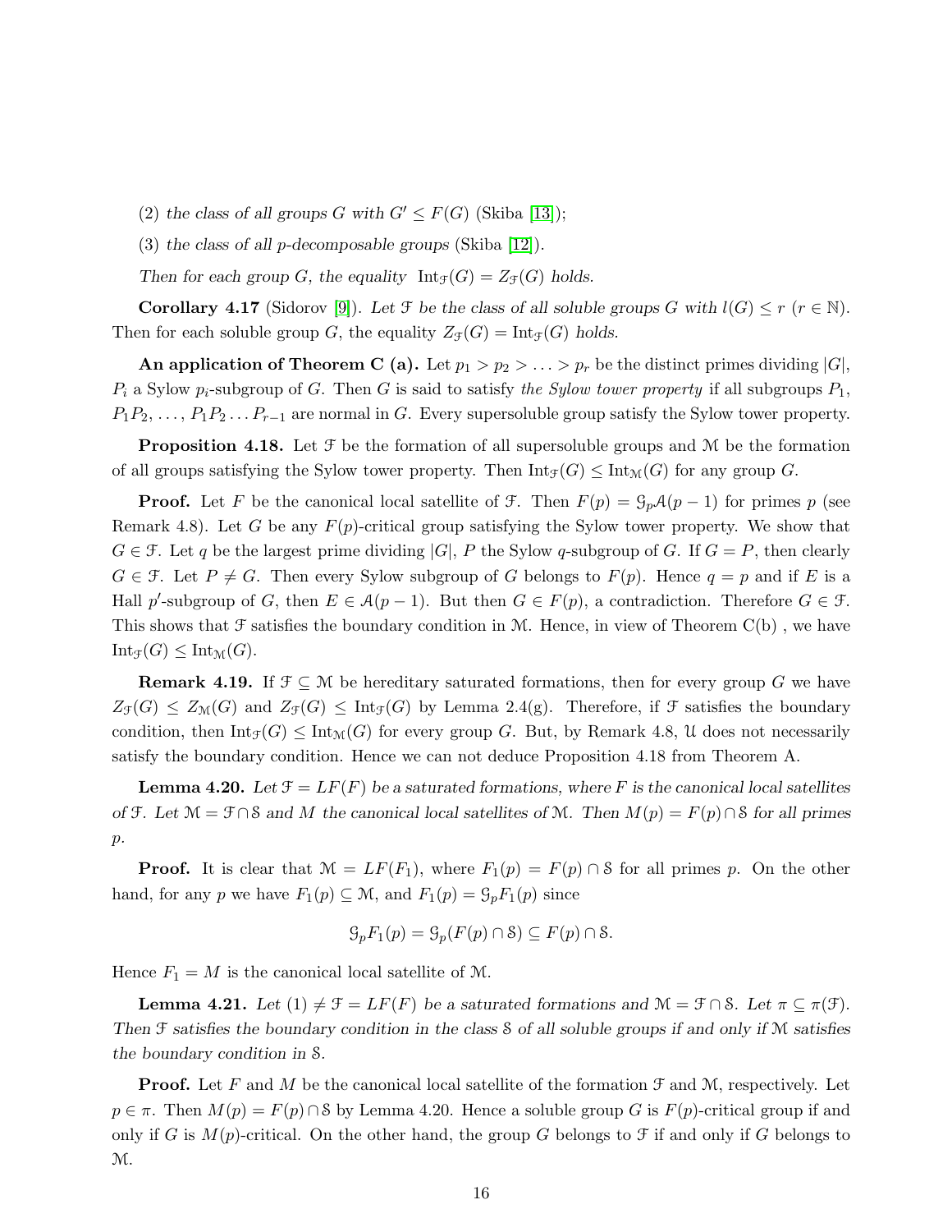(2) *the class of all groups $G$ with $G' \leq F(G)$* (Skiba [13]);

(3) *the class of all $p$-decomposable groups* (Skiba [12]).

*Then for each group $G$, the equality $\mathrm{Int}_{\mathfrak{F}}(G) = Z_{\mathfrak{F}}(G)$ holds.*

**Corollary 4.17** (Sidorov [9]). *Let $\mathfrak{F}$ be the class of all soluble groups $G$ with $l(G) \leq r$ ($r \in \mathbb{N}$).* Then for each soluble group $G$, the equality *$Z_{\mathfrak{F}}(G) = \mathrm{Int}_{\mathfrak{F}}(G)$ holds.*

**An application of Theorem C (a).** Let $p_1 > p_2 > \ldots > p_r$ be the distinct primes dividing $|G|$, $P_i$ a Sylow $p_i$-subgroup of $G$. Then $G$ is said to satisfy *the Sylow tower property* if all subgroups $P_1$, $P_1P_2, \ldots, P_1P_2\ldots P_{r-1}$ are normal in $G$. Every supersoluble group satisfy the Sylow tower property.

**Proposition 4.18.** Let $\mathfrak{F}$ be the formation of all supersoluble groups and $\mathfrak{M}$ be the formation of all groups satisfying the Sylow tower property. Then $\mathrm{Int}_{\mathfrak{F}}(G) \leq \mathrm{Int}_{\mathfrak{M}}(G)$ for any group $G$.

**Proof.** Let $F$ be the canonical local satellite of $\mathfrak{F}$. Then $F(p) = \mathfrak{G}_p\mathcal{A}(p-1)$ for primes $p$ (see Remark 4.8). Let $G$ be any $F(p)$-critical group satisfying the Sylow tower property. We show that $G \in \mathfrak{F}$. Let $q$ be the largest prime dividing $|G|$, $P$ the Sylow $q$-subgroup of $G$. If $G = P$, then clearly $G \in \mathfrak{F}$. Let $P \neq G$. Then every Sylow subgroup of $G$ belongs to $F(p)$. Hence $q = p$ and if $E$ is a Hall $p'$-subgroup of $G$, then $E \in \mathcal{A}(p-1)$. But then $G \in F(p)$, a contradiction. Therefore $G \in \mathfrak{F}$. This shows that $\mathfrak{F}$ satisfies the boundary condition in $\mathfrak{M}$. Hence, in view of Theorem C(b) , we have $\mathrm{Int}_{\mathfrak{F}}(G) \leq \mathrm{Int}_{\mathfrak{M}}(G)$.

**Remark 4.19.** If $\mathfrak{F} \subseteq \mathfrak{M}$ be hereditary saturated formations, then for every group $G$ we have $Z_{\mathfrak{F}}(G) \leq Z_{\mathfrak{M}}(G)$ and $Z_{\mathfrak{F}}(G) \leq \mathrm{Int}_{\mathfrak{F}}(G)$ by Lemma 2.4(g). Therefore, if $\mathfrak{F}$ satisfies the boundary condition, then $\mathrm{Int}_{\mathfrak{F}}(G) \leq \mathrm{Int}_{\mathfrak{M}}(G)$ for every group $G$. But, by Remark 4.8, $\mathfrak{U}$ does not necessarily satisfy the boundary condition. Hence we can not deduce Proposition 4.18 from Theorem A.

**Lemma 4.20.** *Let $\mathfrak{F} = LF(F)$ be a saturated formations, where $F$ is the canonical local satellites of $\mathfrak{F}$. Let $\mathfrak{M} = \mathfrak{F} \cap \mathfrak{S}$ and $M$ the canonical local satellites of $\mathfrak{M}$. Then $M(p) = F(p) \cap \mathfrak{S}$ for all primes $p$.*

**Proof.** It is clear that $\mathfrak{M} = LF(F_1)$, where $F_1(p) = F(p) \cap \mathfrak{S}$ for all primes $p$. On the other hand, for any $p$ we have $F_1(p) \subseteq \mathfrak{M}$, and $F_1(p) = \mathfrak{G}_pF_1(p)$ since

$$\mathfrak{G}_pF_1(p) = \mathfrak{G}_p(F(p) \cap \mathfrak{S}) \subseteq F(p) \cap \mathfrak{S}.$$

Hence $F_1 = M$ is the canonical local satellite of $\mathfrak{M}$.

**Lemma 4.21.** *Let $(1) \neq \mathfrak{F} = LF(F)$ be a saturated formations and $\mathfrak{M} = \mathfrak{F} \cap \mathfrak{S}$. Let $\pi \subseteq \pi(\mathfrak{F})$. Then $\mathfrak{F}$ satisfies the boundary condition in the class $\mathfrak{S}$ of all soluble groups if and only if $\mathfrak{M}$ satisfies the boundary condition in $\mathfrak{S}$.*

**Proof.** Let $F$ and $M$ be the canonical local satellite of the formation $\mathfrak{F}$ and $\mathfrak{M}$, respectively. Let $p \in \pi$. Then $M(p) = F(p) \cap \mathfrak{S}$ by Lemma 4.20. Hence a soluble group $G$ is $F(p)$-critical group if and only if $G$ is $M(p)$-critical. On the other hand, the group $G$ belongs to $\mathfrak{F}$ if and only if $G$ belongs to $\mathfrak{M}$.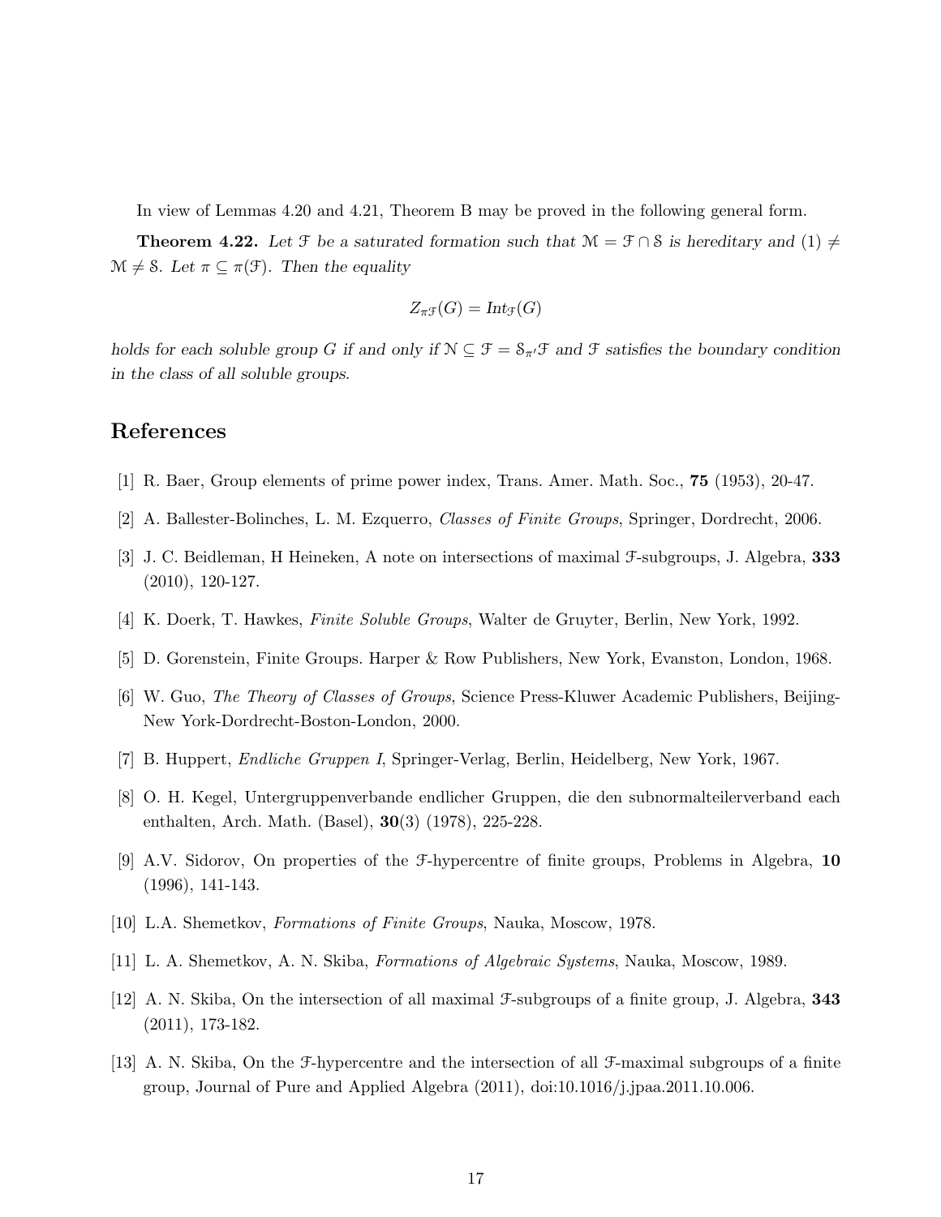In view of Lemmas 4.20 and 4.21, Theorem B may be proved in the following general form.

**Theorem 4.22.** *Let $\mathfrak{F}$ be a saturated formation such that $\mathfrak{M} = \mathfrak{F} \cap \mathfrak{S}$ is hereditary and $(1) \neq \mathfrak{M} \neq \mathfrak{S}$. Let $\pi \subseteq \pi(\mathfrak{F})$. Then the equality*

$$Z_{\pi\mathfrak{F}}(G) = Int_{\mathfrak{F}}(G)$$

*holds for each soluble group $G$ if and only if $\mathfrak{N} \subseteq \mathfrak{F} = \mathfrak{S}_{\pi'}\mathfrak{F}$ and $\mathfrak{F}$ satisfies the boundary condition in the class of all soluble groups.*

## References

[1] R. Baer, Group elements of prime power index, Trans. Amer. Math. Soc., **75** (1953), 20-47.

[2] A. Ballester-Bolinches, L. M. Ezquerro, *Classes of Finite Groups*, Springer, Dordrecht, 2006.

[3] J. C. Beidleman, H Heineken, A note on intersections of maximal $\mathfrak{F}$-subgroups, J. Algebra, **333** (2010), 120-127.

[4] K. Doerk, T. Hawkes, *Finite Soluble Groups*, Walter de Gruyter, Berlin, New York, 1992.

[5] D. Gorenstein, Finite Groups. Harper & Row Publishers, New York, Evanston, London, 1968.

[6] W. Guo, *The Theory of Classes of Groups*, Science Press-Kluwer Academic Publishers, Beijing-New York-Dordrecht-Boston-London, 2000.

[7] B. Huppert, *Endliche Gruppen I*, Springer-Verlag, Berlin, Heidelberg, New York, 1967.

[8] O. H. Kegel, Untergruppenverbande endlicher Gruppen, die den subnormalteilerverband each enthalten, Arch. Math. (Basel), **30**(3) (1978), 225-228.

[9] A.V. Sidorov, On properties of the $\mathfrak{F}$-hypercentre of finite groups, Problems in Algebra, **10** (1996), 141-143.

[10] L.A. Shemetkov, *Formations of Finite Groups*, Nauka, Moscow, 1978.

[11] L. A. Shemetkov, A. N. Skiba, *Formations of Algebraic Systems*, Nauka, Moscow, 1989.

[12] A. N. Skiba, On the intersection of all maximal $\mathfrak{F}$-subgroups of a finite group, J. Algebra, **343** (2011), 173-182.

[13] A. N. Skiba, On the $\mathfrak{F}$-hypercentre and the intersection of all $\mathfrak{F}$-maximal subgroups of a finite group, Journal of Pure and Applied Algebra (2011), doi:10.1016/j.jpaa.2011.10.006.